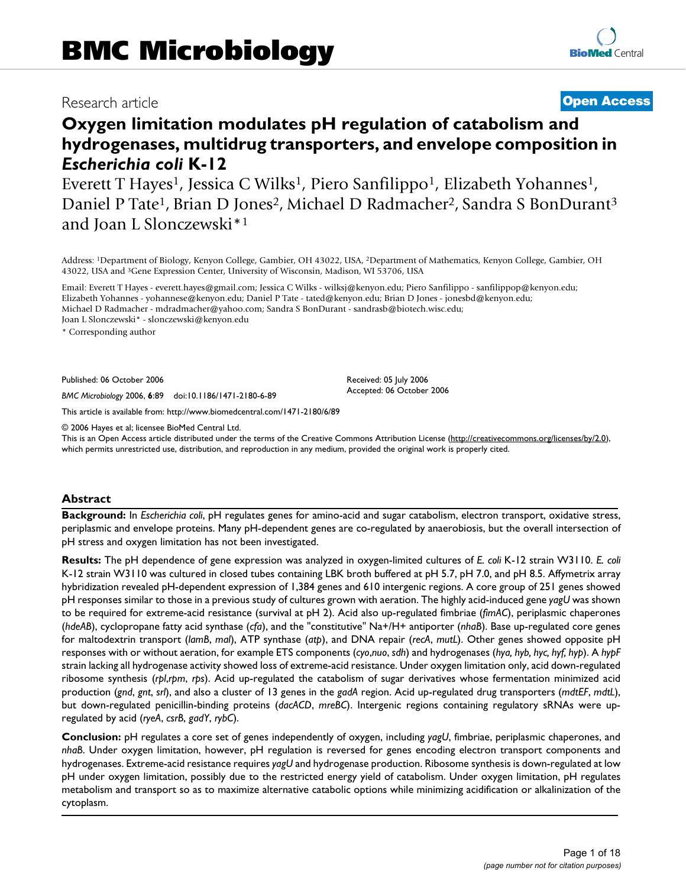BMC Microbiology

Research article **Open Access**

# Oxygen limitation modulates pH regulation of catabolism and hydrogenases, multidrug transporters, and envelope composition in *Escherichia coli* K-12

Everett T Hayes[1], Jessica C Wilks[1], Piero Sanfilippo[1], Elizabeth Yohannes[1], Daniel P Tate[1], Brian D Jones[2], Michael D Radmacher[2], Sandra S BonDurant[3] and Joan L Slonczewski*[1]

Address: [1]Department of Biology, Kenyon College, Gambier, OH 43022, USA, [2]Department of Mathematics, Kenyon College, Gambier, OH 43022, USA and [3]Gene Expression Center, University of Wisconsin, Madison, WI 53706, USA

Email: Everett T Hayes - everett.hayes@gmail.com; Jessica C Wilks - wilksj@kenyon.edu; Piero Sanfilippo - sanfilippop@kenyon.edu; Elizabeth Yohannes - yohannese@kenyon.edu; Daniel P Tate - tated@kenyon.edu; Brian D Jones - jonesbd@kenyon.edu; Michael D Radmacher - mdradmacher@yahoo.com; Sandra S BonDurant - sandrasb@biotech.wisc.edu; Joan L Slonczewski* - slonczewski@kenyon.edu

\* Corresponding author

Published: 06 October 2006

*BMC Microbiology* 2006, **6**:89 doi:10.1186/1471-2180-6-89

Received: 05 July 2006
Accepted: 06 October 2006

This article is available from: http://www.biomedcentral.com/1471-2180/6/89

© 2006 Hayes et al; licensee BioMed Central Ltd.
This is an Open Access article distributed under the terms of the Creative Commons Attribution License (http://creativecommons.org/licenses/by/2.0), which permits unrestricted use, distribution, and reproduction in any medium, provided the original work is properly cited.

## Abstract

**Background:** In *Escherichia coli*, pH regulates genes for amino-acid and sugar catabolism, electron transport, oxidative stress, periplasmic and envelope proteins. Many pH-dependent genes are co-regulated by anaerobiosis, but the overall intersection of pH stress and oxygen limitation has not been investigated.

**Results:** The pH dependence of gene expression was analyzed in oxygen-limited cultures of *E. coli* K-12 strain W3110. *E. coli* K-12 strain W3110 was cultured in closed tubes containing LBK broth buffered at pH 5.7, pH 7.0, and pH 8.5. Affymetrix array hybridization revealed pH-dependent expression of 1,384 genes and 610 intergenic regions. A core group of 251 genes showed pH responses similar to those in a previous study of cultures grown with aeration. The highly acid-induced gene *yagU* was shown to be required for extreme-acid resistance (survival at pH 2). Acid also up-regulated fimbriae (*fimAC*), periplasmic chaperones (*hdeAB*), cyclopropane fatty acid synthase (*cfa*), and the "constitutive" Na+/H+ antiporter (*nhaB*). Base up-regulated core genes for maltodextrin transport (*lamB*, *mal*), ATP synthase (*atp*), and DNA repair (*recA*, *mutL*). Other genes showed opposite pH responses with or without aeration, for example ETS components (*cyo*,*nuo*, *sdh*) and hydrogenases (*hya, hyb, hyc, hyf, hyp*). A *hypF* strain lacking all hydrogenase activity showed loss of extreme-acid resistance. Under oxygen limitation only, acid down-regulated ribosome synthesis (*rpl*,*rpm*, *rps*). Acid up-regulated the catabolism of sugar derivatives whose fermentation minimized acid production (*gnd*, *gnt*, *srl*), and also a cluster of 13 genes in the *gadA* region. Acid up-regulated drug transporters (*mdtEF*, *mdtL*), but down-regulated penicillin-binding proteins (*dacACD*, *mreBC*). Intergenic regions containing regulatory sRNAs were up-regulated by acid (*ryeA*, *csrB*, *gadY*, *rybC*).

**Conclusion:** pH regulates a core set of genes independently of oxygen, including *yagU*, fimbriae, periplasmic chaperones, and *nhaB*. Under oxygen limitation, however, pH regulation is reversed for genes encoding electron transport components and hydrogenases. Extreme-acid resistance requires *yagU* and hydrogenase production. Ribosome synthesis is down-regulated at low pH under oxygen limitation, possibly due to the restricted energy yield of catabolism. Under oxygen limitation, pH regulates metabolism and transport so as to maximize alternative catabolic options while minimizing acidification or alkalinization of the cytoplasm.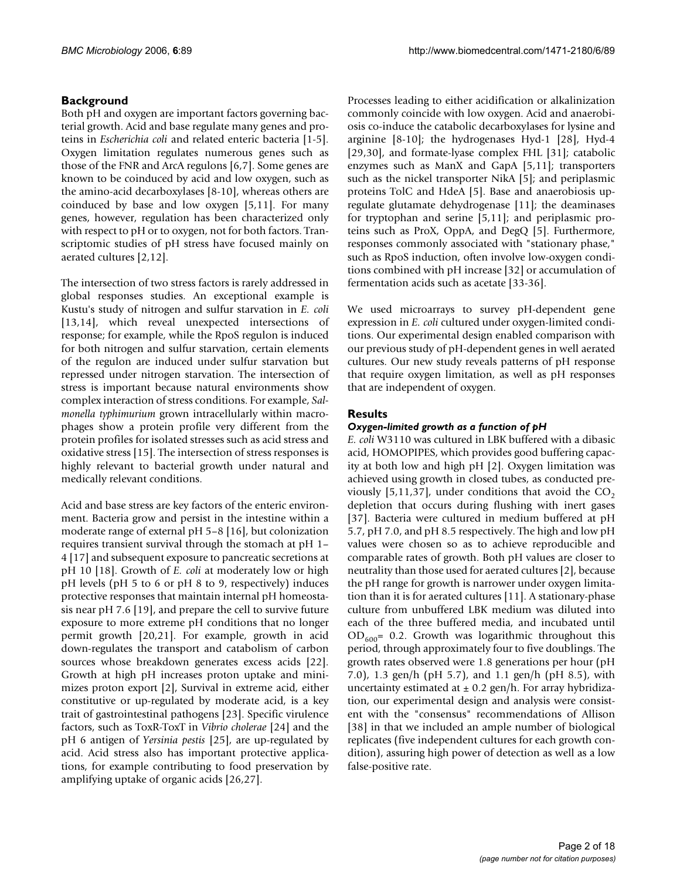## Background

Both pH and oxygen are important factors governing bacterial growth. Acid and base regulate many genes and proteins in *Escherichia coli* and related enteric bacteria [1-5]. Oxygen limitation regulates numerous genes such as those of the FNR and ArcA regulons [6,7]. Some genes are known to be coinduced by acid and low oxygen, such as the amino-acid decarboxylases [8-10], whereas others are coinduced by base and low oxygen [5,11]. For many genes, however, regulation has been characterized only with respect to pH or to oxygen, not for both factors. Transcriptomic studies of pH stress have focused mainly on aerated cultures [2,12].

The intersection of two stress factors is rarely addressed in global responses studies. An exceptional example is Kustu's study of nitrogen and sulfur starvation in *E. coli* [13,14], which reveal unexpected intersections of response; for example, while the RpoS regulon is induced for both nitrogen and sulfur starvation, certain elements of the regulon are induced under sulfur starvation but repressed under nitrogen starvation. The intersection of stress is important because natural environments show complex interaction of stress conditions. For example, *Salmonella typhimurium* grown intracellularly within macrophages show a protein profile very different from the protein profiles for isolated stresses such as acid stress and oxidative stress [15]. The intersection of stress responses is highly relevant to bacterial growth under natural and medically relevant conditions.

Acid and base stress are key factors of the enteric environment. Bacteria grow and persist in the intestine within a moderate range of external pH 5–8 [16], but colonization requires transient survival through the stomach at pH 1–4 [17] and subsequent exposure to pancreatic secretions at pH 10 [18]. Growth of *E. coli* at moderately low or high pH levels (pH 5 to 6 or pH 8 to 9, respectively) induces protective responses that maintain internal pH homeostasis near pH 7.6 [19], and prepare the cell to survive future exposure to more extreme pH conditions that no longer permit growth [20,21]. For example, growth in acid down-regulates the transport and catabolism of carbon sources whose breakdown generates excess acids [22]. Growth at high pH increases proton uptake and minimizes proton export [2], Survival in extreme acid, either constitutive or up-regulated by moderate acid, is a key trait of gastrointestinal pathogens [23]. Specific virulence factors, such as ToxR-ToxT in *Vibrio cholerae* [24] and the pH 6 antigen of *Yersinia pestis* [25], are up-regulated by acid. Acid stress also has important protective applications, for example contributing to food preservation by amplifying uptake of organic acids [26,27].

Processes leading to either acidification or alkalinization commonly coincide with low oxygen. Acid and anaerobiosis co-induce the catabolic decarboxylases for lysine and arginine [8-10]; the hydrogenases Hyd-1 [28], Hyd-4 [29,30], and formate-lyase complex FHL [31]; catabolic enzymes such as ManX and GapA [5,11]; transporters such as the nickel transporter NikA [5]; and periplasmic proteins TolC and HdeA [5]. Base and anaerobiosis up-regulate glutamate dehydrogenase [11]; the deaminases for tryptophan and serine [5,11]; and periplasmic proteins such as ProX, OppA, and DegQ [5]. Furthermore, responses commonly associated with "stationary phase," such as RpoS induction, often involve low-oxygen conditions combined with pH increase [32] or accumulation of fermentation acids such as acetate [33-36].

We used microarrays to survey pH-dependent gene expression in *E. coli* cultured under oxygen-limited conditions. Our experimental design enabled comparison with our previous study of pH-dependent genes in well aerated cultures. Our new study reveals patterns of pH response that require oxygen limitation, as well as pH responses that are independent of oxygen.

## Results

### *Oxygen-limited growth as a function of pH*

*E. coli* W3110 was cultured in LBK buffered with a dibasic acid, HOMOPIPES, which provides good buffering capacity at both low and high pH [2]. Oxygen limitation was achieved using growth in closed tubes, as conducted previously [5,11,37], under conditions that avoid the $CO_2$ depletion that occurs during flushing with inert gases [37]. Bacteria were cultured in medium buffered at pH 5.7, pH 7.0, and pH 8.5 respectively. The high and low pH values were chosen so as to achieve reproducible and comparable rates of growth. Both pH values are closer to neutrality than those used for aerated cultures [2], because the pH range for growth is narrower under oxygen limitation than it is for aerated cultures [11]. A stationary-phase culture from unbuffered LBK medium was diluted into each of the three buffered media, and incubated until $OD_{600}$= 0.2. Growth was logarithmic throughout this period, through approximately four to five doublings. The growth rates observed were 1.8 generations per hour (pH 7.0), 1.3 gen/h (pH 5.7), and 1.1 gen/h (pH 8.5), with uncertainty estimated at ± 0.2 gen/h. For array hybridization, our experimental design and analysis were consistent with the "consensus" recommendations of Allison [38] in that we included an ample number of biological replicates (five independent cultures for each growth condition), assuring high power of detection as well as a low false-positive rate.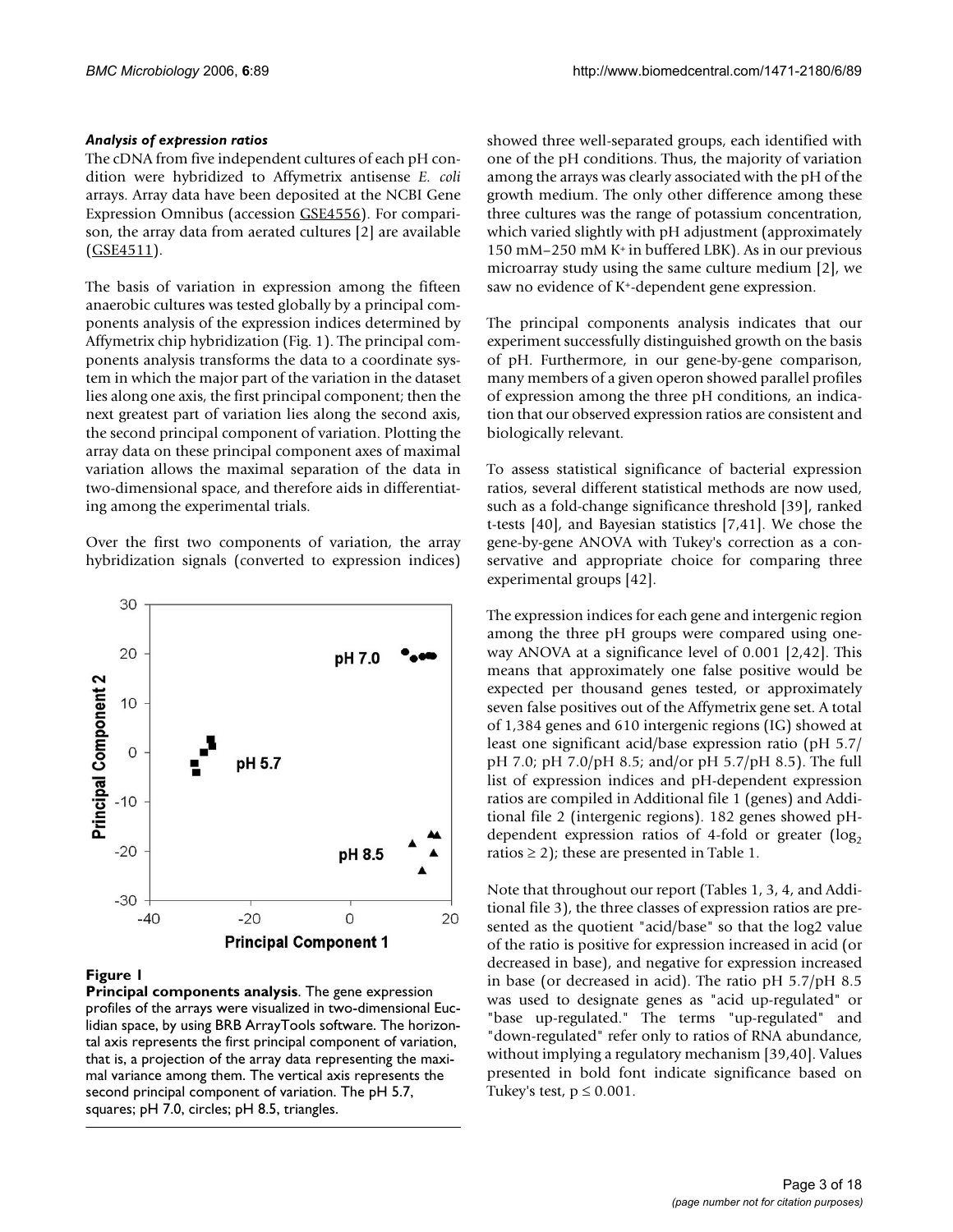### *Analysis of expression ratios*

The cDNA from five independent cultures of each pH condition were hybridized to Affymetrix antisense *E. coli* arrays. Array data have been deposited at the NCBI Gene Expression Omnibus (accession GSE4556). For comparison, the array data from aerated cultures [2] are available (GSE4511).

The basis of variation in expression among the fifteen anaerobic cultures was tested globally by a principal components analysis of the expression indices determined by Affymetrix chip hybridization (Fig. 1). The principal components analysis transforms the data to a coordinate system in which the major part of the variation in the dataset lies along one axis, the first principal component; then the next greatest part of variation lies along the second axis, the second principal component of variation. Plotting the array data on these principal component axes of maximal variation allows the maximal separation of the data in two-dimensional space, and therefore aids in differentiating among the experimental trials.

Over the first two components of variation, the array hybridization signals (converted to expression indices) showed three well-separated groups, each identified with one of the pH conditions. Thus, the majority of variation among the arrays was clearly associated with the pH of the growth medium. The only other difference among these three cultures was the range of potassium concentration, which varied slightly with pH adjustment (approximately 150 mM–250 mM $K^+$ in buffered LBK). As in our previous microarray study using the same culture medium [2], we saw no evidence of $K^+$-dependent gene expression.

**Figure 1**

**Principal components analysis**. The gene expression profiles of the arrays were visualized in two-dimensional Euclidian space, by using BRB ArrayTools software. The horizontal axis represents the first principal component of variation, that is, a projection of the array data representing the maximal variance among them. The vertical axis represents the second principal component of variation. The pH 5.7, squares; pH 7.0, circles; pH 8.5, triangles.

The principal components analysis indicates that our experiment successfully distinguished growth on the basis of pH. Furthermore, in our gene-by-gene comparison, many members of a given operon showed parallel profiles of expression among the three pH conditions, an indication that our observed expression ratios are consistent and biologically relevant.

To assess statistical significance of bacterial expression ratios, several different statistical methods are now used, such as a fold-change significance threshold [39], ranked t-tests [40], and Bayesian statistics [7,41]. We chose the gene-by-gene ANOVA with Tukey's correction as a conservative and appropriate choice for comparing three experimental groups [42].

The expression indices for each gene and intergenic region among the three pH groups were compared using one-way ANOVA at a significance level of 0.001 [2,42]. This means that approximately one false positive would be expected per thousand genes tested, or approximately seven false positives out of the Affymetrix gene set. A total of 1,384 genes and 610 intergenic regions (IG) showed at least one significant acid/base expression ratio (pH 5.7/pH 7.0; pH 7.0/pH 8.5; and/or pH 5.7/pH 8.5). The full list of expression indices and pH-dependent expression ratios are compiled in Additional file 1 (genes) and Additional file 2 (intergenic regions). 182 genes showed pH-dependent expression ratios of 4-fold or greater ($\log_2$ ratios $\geq 2$); these are presented in Table 1.

Note that throughout our report (Tables 1, 3, 4, and Additional file 3), the three classes of expression ratios are presented as the quotient "acid/base" so that the log2 value of the ratio is positive for expression increased in acid (or decreased in base), and negative for expression increased in base (or decreased in acid). The ratio pH 5.7/pH 8.5 was used to designate genes as "acid up-regulated" or "base up-regulated." The terms "up-regulated" and "down-regulated" refer only to ratios of RNA abundance, without implying a regulatory mechanism [39,40]. Values presented in bold font indicate significance based on Tukey's test, $p \leq 0.001$.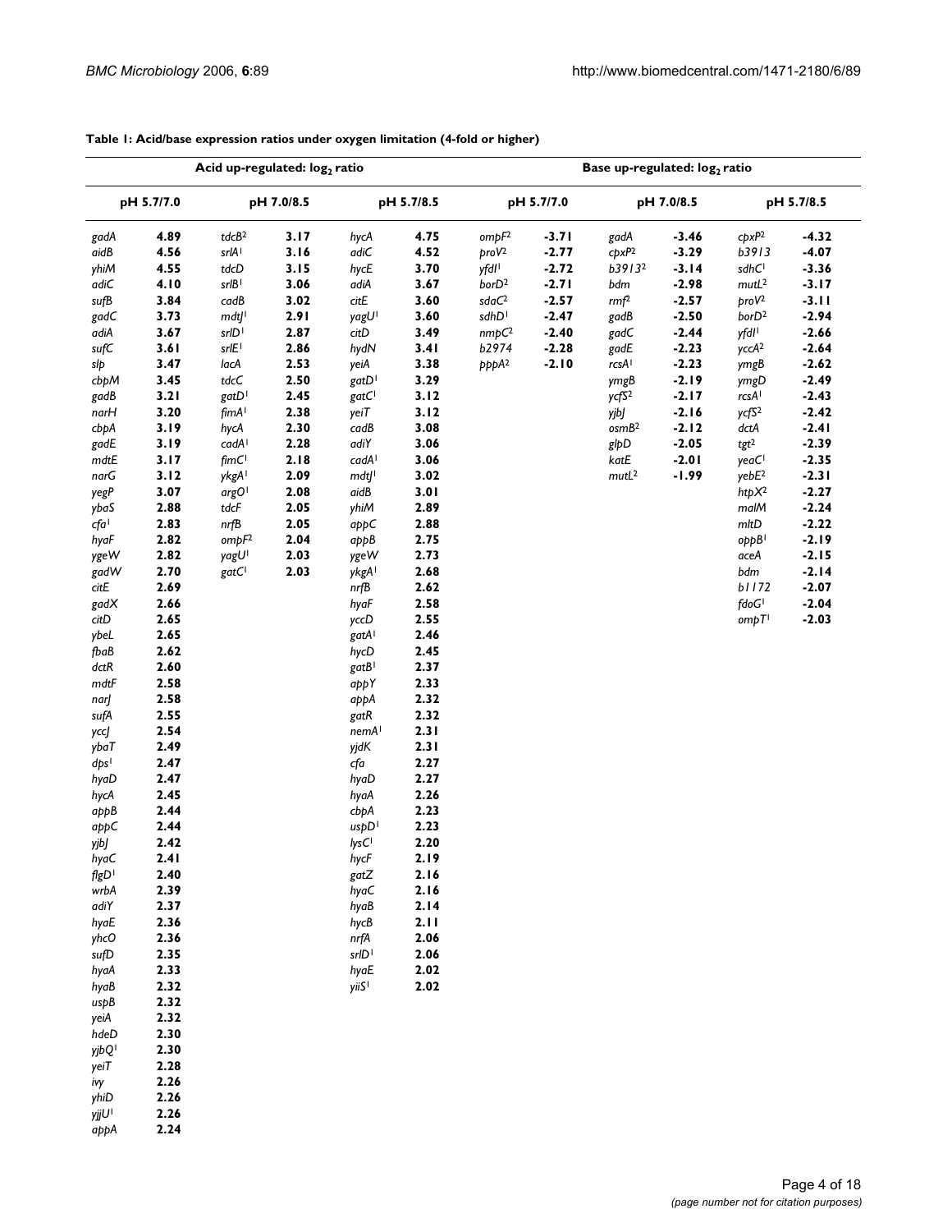**Table 1: Acid/base expression ratios under oxygen limitation (4-fold or higher)**

| Acid up-regulated: $\log_2$ ratio | | | | | | Base up-regulated: $\log_2$ ratio | | | | | |
|---|---|---|---|---|---|---|---|---|---|---|---|
| pH 5.7/7.0 | | pH 7.0/8.5 | | pH 5.7/8.5 | | pH 5.7/7.0 | | pH 7.0/8.5 | | pH 5.7/8.5 | |
| *gadA* | 4.89 | *tdcB*[2] | 3.17 | *hycA* | 4.75 | *ompF*[2] | -3.71 | *gadA* | -3.46 | *cpxP*[2] | -4.32 |
| *aidB* | 4.56 | *srlA*[1] | 3.16 | *adiC* | 4.52 | *proV*[2] | -2.77 | *cpxP*[2] | -3.29 | *b3913* | -4.07 |
| *yhiM* | 4.55 | *tdcD* | 3.15 | *hycE* | 3.70 | *yfdI*[1] | -2.72 | *b3913*[2] | -3.14 | *sdhC*[1] | -3.36 |
| *adiC* | 4.10 | *srlB*[1] | 3.06 | *adiA* | 3.67 | *borD*[2] | -2.71 | *bdm* | -2.98 | *mutL*[2] | -3.17 |
| *sufB* | 3.84 | *cadB* | 3.02 | *citE* | 3.60 | *sdaC*[2] | -2.57 | *rmf*[2] | -2.57 | *proV*[2] | -3.11 |
| *gadC* | 3.73 | *mdtJ*[1] | 2.91 | *yagU*[1] | 3.60 | *sdhD*[1] | -2.47 | *gadB* | -2.50 | *borD*[2] | -2.94 |
| *adiA* | 3.67 | *srlD*[1] | 2.87 | *citD* | 3.49 | *nmpC*[2] | -2.40 | *gadC* | -2.44 | *yfdI*[1] | -2.66 |
| *sufC* | 3.61 | *srlE*[1] | 2.86 | *hydN* | 3.41 | *b2974* | -2.28 | *gadE* | -2.23 | *yccA*[2] | -2.64 |
| *slp* | 3.47 | *lacA* | 2.53 | *yeiA* | 3.38 | *pppA*[2] | -2.10 | *rcsA*[1] | -2.23 | *ymgB* | -2.62 |
| *cbpM* | 3.45 | *tdcC* | 2.50 | *gatD*[1] | 3.29 | | | *ymgB* | -2.19 | *ymgD* | -2.49 |
| *gadB* | 3.21 | *gatD*[1] | 2.45 | *gatC*[1] | 3.12 | | | *ycfS*[2] | -2.17 | *rcsA*[1] | -2.43 |
| *narH* | 3.20 | *fimA*[1] | 2.38 | *yeiT* | 3.12 | | | *yjbJ* | -2.16 | *ycfS*[2] | -2.42 |
| *cbpA* | 3.19 | *hycA* | 2.30 | *cadB* | 3.08 | | | *osmB*[2] | -2.12 | *dctA* | -2.41 |
| *gadE* | 3.19 | *cadA*[1] | 2.28 | *adiY* | 3.06 | | | *glpD* | -2.05 | *tgt*[2] | -2.39 |
| *mdtE* | 3.17 | *fimC*[1] | 2.18 | *cadA*[1] | 3.06 | | | *katE* | -2.01 | *yeaC*[1] | -2.35 |
| *narG* | 3.12 | *ykgA*[1] | 2.09 | *mdtJ*[1] | 3.02 | | | *mutL*[2] | -1.99 | *yebE*[2] | -2.31 |
| *yegP* | 3.07 | *argO*[1] | 2.08 | *aidB* | 3.01 | | | | | *htpX*[2] | -2.27 |
| *ybaS* | 2.88 | *tdcF* | 2.05 | *yhiM* | 2.89 | | | | | *malM* | -2.24 |
| *cfa*[1] | 2.83 | *nrfB* | 2.05 | *appC* | 2.88 | | | | | *mltD* | -2.22 |
| *hyaF* | 2.82 | *ompF*[2] | 2.04 | *appB* | 2.75 | | | | | *oppB*[1] | -2.19 |
| *ygeW* | 2.82 | *yagU*[1] | 2.03 | *ygeW* | 2.73 | | | | | *aceA* | -2.15 |
| *gadW* | 2.70 | *gatC*[1] | 2.03 | *ykgA*[1] | 2.68 | | | | | *bdm* | -2.14 |
| *citE* | 2.69 | | | *nrfB* | 2.62 | | | | | *b1172* | -2.07 |
| *gadX* | 2.66 | | | *hyaF* | 2.58 | | | | | *fdoG*[1] | -2.04 |
| *citD* | 2.65 | | | *yccD* | 2.55 | | | | | *ompT*[1] | -2.03 |
| *ybeL* | 2.65 | | | *gatA*[1] | 2.46 | | | | | | |
| *fbaB* | 2.62 | | | *hycD* | 2.45 | | | | | | |
| *dctR* | 2.60 | | | *gatB*[1] | 2.37 | | | | | | |
| *mdtF* | 2.58 | | | *appY* | 2.33 | | | | | | |
| *narJ* | 2.58 | | | *appA* | 2.32 | | | | | | |
| *sufA* | 2.55 | | | *gatR* | 2.32 | | | | | | |
| *yccJ* | 2.54 | | | *nemA*[1] | 2.31 | | | | | | |
| *ybaT* | 2.49 | | | *yjdK* | 2.31 | | | | | | |
| *dps*[1] | 2.47 | | | *cfa* | 2.27 | | | | | | |
| *hyaD* | 2.47 | | | *hyaD* | 2.27 | | | | | | |
| *hycA* | 2.45 | | | *hyaA* | 2.26 | | | | | | |
| *appB* | 2.44 | | | *cbpA* | 2.23 | | | | | | |
| *appC* | 2.44 | | | *uspD*[1] | 2.23 | | | | | | |
| *yjbJ* | 2.42 | | | *lysC*[1] | 2.20 | | | | | | |
| *hyaC* | 2.41 | | | *hycF* | 2.19 | | | | | | |
| *flgD*[1] | 2.40 | | | *gatZ* | 2.16 | | | | | | |
| *wrbA* | 2.39 | | | *hyaC* | 2.16 | | | | | | |
| *adiY* | 2.37 | | | *hyaB* | 2.14 | | | | | | |
| *hyaE* | 2.36 | | | *hycB* | 2.11 | | | | | | |
| *yhcO* | 2.36 | | | *nrfA* | 2.06 | | | | | | |
| *sufD* | 2.35 | | | *srlD*[1] | 2.06 | | | | | | |
| *hyaA* | 2.33 | | | *hyaE* | 2.02 | | | | | | |
| *hyaB* | 2.32 | | | *yiiS*[1] | 2.02 | | | | | | |
| *uspB* | 2.32 | | | | | | | | | | |
| *yeiA* | 2.32 | | | | | | | | | | |
| *hdeD* | 2.30 | | | | | | | | | | |
| *yjbQ*[1] | 2.30 | | | | | | | | | | |
| *yeiT* | 2.28 | | | | | | | | | | |
| *ivy* | 2.26 | | | | | | | | | | |
| *yhiD* | 2.26 | | | | | | | | | | |
| *yjjU*[1] | 2.26 | | | | | | | | | | |
| *appA* | 2.24 | | | | | | | | | | |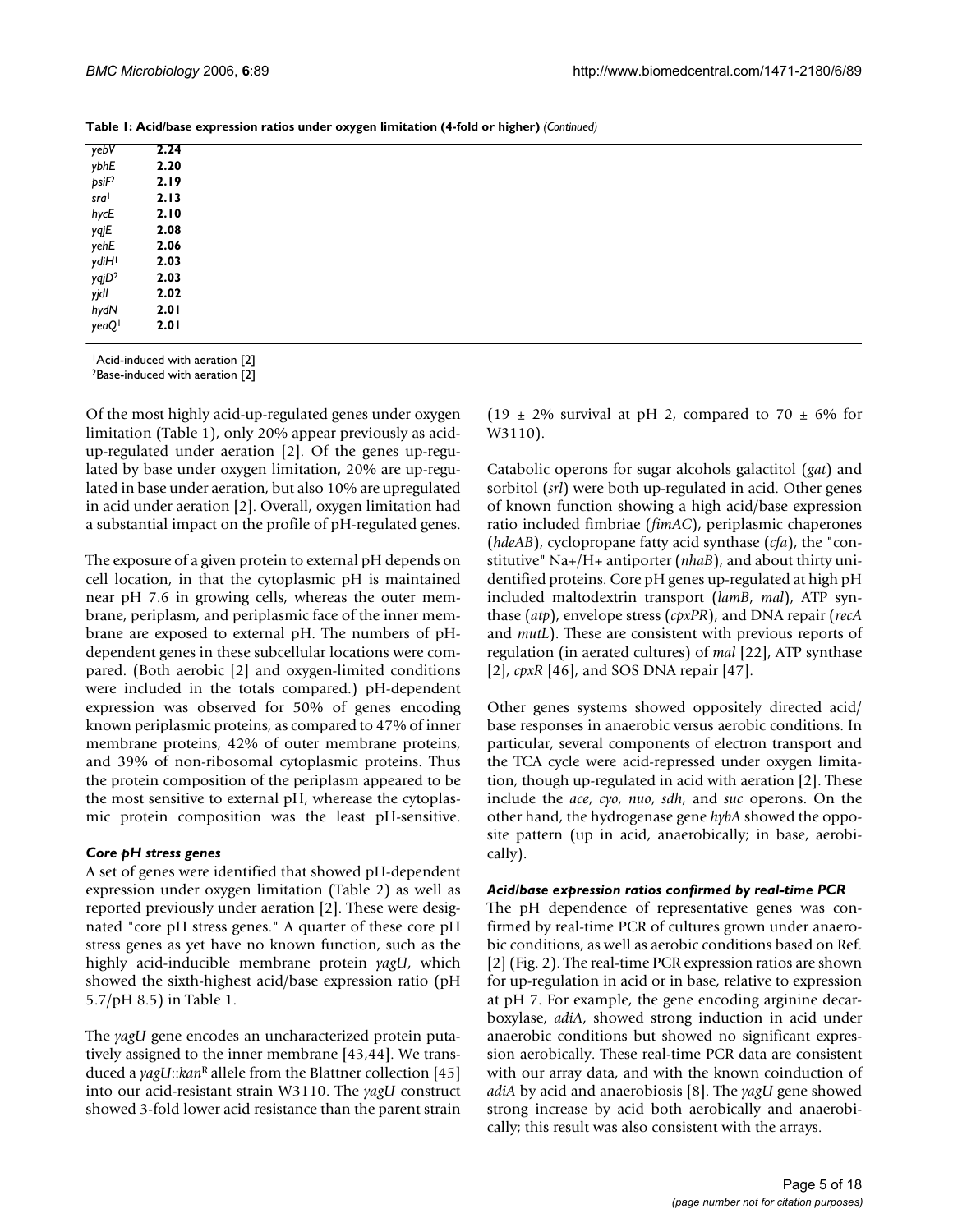**Table 1: Acid/base expression ratios under oxygen limitation (4-fold or higher)** *(Continued)*

| | |
|---|---|
| *yebV* | **2.24** |
| *ybhE* | **2.20** |
| *psiF*[2] | **2.19** |
| *sra*[1] | **2.13** |
| *hycE* | **2.10** |
| *yqjE* | **2.08** |
| *yehE* | **2.06** |
| *ydiH*[1] | **2.03** |
| *yqjD*[2] | **2.03** |
| *yjdI* | **2.02** |
| *hydN* | **2.01** |
| *yeaQ*[1] | **2.01** |

[1]Acid-induced with aeration [2]
[2]Base-induced with aeration [2]

Of the most highly acid-up-regulated genes under oxygen limitation (Table 1), only 20% appear previously as acid-up-regulated under aeration [2]. Of the genes up-regulated by base under oxygen limitation, 20% are up-regulated in base under aeration, but also 10% are upregulated in acid under aeration [2]. Overall, oxygen limitation had a substantial impact on the profile of pH-regulated genes.

The exposure of a given protein to external pH depends on cell location, in that the cytoplasmic pH is maintained near pH 7.6 in growing cells, whereas the outer membrane, periplasm, and periplasmic face of the inner membrane are exposed to external pH. The numbers of pH-dependent genes in these subcellular locations were compared. (Both aerobic [2] and oxygen-limited conditions were included in the totals compared.) pH-dependent expression was observed for 50% of genes encoding known periplasmic proteins, as compared to 47% of inner membrane proteins, 42% of outer membrane proteins, and 39% of non-ribosomal cytoplasmic proteins. Thus the protein composition of the periplasm appeared to be the most sensitive to external pH, wherease the cytoplasmic protein composition was the least pH-sensitive.

### *Core pH stress genes*

A set of genes were identified that showed pH-dependent expression under oxygen limitation (Table 2) as well as reported previously under aeration [2]. These were designated "core pH stress genes." A quarter of these core pH stress genes as yet have no known function, such as the highly acid-inducible membrane protein *yagU*, which showed the sixth-highest acid/base expression ratio (pH 5.7/pH 8.5) in Table 1.

The *yagU* gene encodes an uncharacterized protein putatively assigned to the inner membrane [43,44]. We transduced a *yagU*::*kan*[R] allele from the Blattner collection [45] into our acid-resistant strain W3110. The *yagU* construct showed 3-fold lower acid resistance than the parent strain (19 ± 2% survival at pH 2, compared to 70 ± 6% for W3110).

Catabolic operons for sugar alcohols galactitol (*gat*) and sorbitol (*srl*) were both up-regulated in acid. Other genes of known function showing a high acid/base expression ratio included fimbriae (*fimAC*), periplasmic chaperones (*hdeAB*), cyclopropane fatty acid synthase (*cfa*), the "constitutive" Na+/H+ antiporter (*nhaB*), and about thirty unidentified proteins. Core pH genes up-regulated at high pH included maltodextrin transport (*lamB*, *mal*), ATP synthase (*atp*), envelope stress (*cpxPR*), and DNA repair (*recA* and *mutL*). These are consistent with previous reports of regulation (in aerated cultures) of *mal* [22], ATP synthase [2], *cpxR* [46], and SOS DNA repair [47].

Other genes systems showed oppositely directed acid/base responses in anaerobic versus aerobic conditions. In particular, several components of electron transport and the TCA cycle were acid-repressed under oxygen limitation, though up-regulated in acid with aeration [2]. These include the *ace*, *cyo*, *nuo*, *sdh*, and *suc* operons. On the other hand, the hydrogenase gene *hybA* showed the opposite pattern (up in acid, anaerobically; in base, aerobically).

### *Acid/base expression ratios confirmed by real-time PCR*

The pH dependence of representative genes was confirmed by real-time PCR of cultures grown under anaerobic conditions, as well as aerobic conditions based on Ref. [2] (Fig. 2). The real-time PCR expression ratios are shown for up-regulation in acid or in base, relative to expression at pH 7. For example, the gene encoding arginine decarboxylase, *adiA*, showed strong induction in acid under anaerobic conditions but showed no significant expression aerobically. These real-time PCR data are consistent with our array data, and with the known coinduction of *adiA* by acid and anaerobiosis [8]. The *yagU* gene showed strong increase by acid both aerobically and anaerobically; this result was also consistent with the arrays.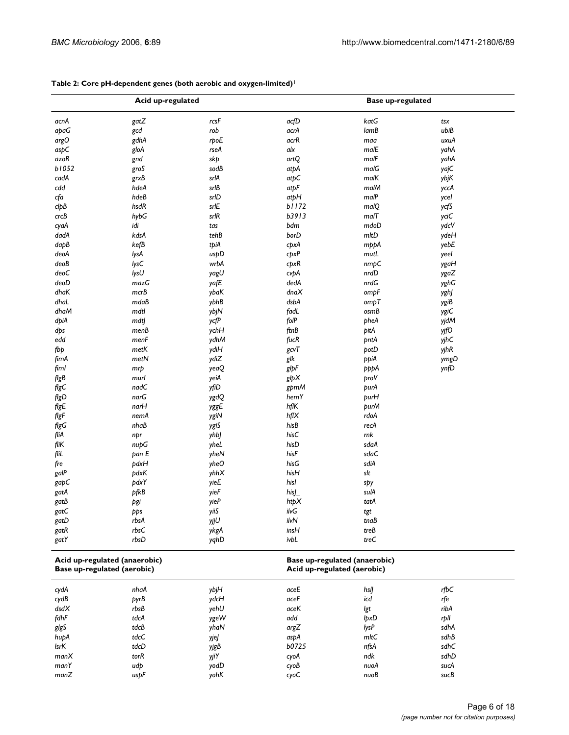**Table 2: Core pH-dependent genes (both aerobic and oxygen-limited)[1]**

| Acid up-regulated | | | Base up-regulated | | |
|---|---|---|---|---|---|
| *acnA* | *gatZ* | *rcsF* | *acfD* | *katG* | *tsx* |
| *apaG* | *gcd* | *rob* | *acrA* | *lamB* | *ubiB* |
| *argO* | *gdhA* | *rpoE* | *acrR* | *maa* | *uxuA* |
| *aspC* | *gloA* | *rseA* | *alx* | *malE* | *yahA* |
| *azoR* | *gnd* | *skp* | *artQ* | *malF* | *yahA* |
| *b1052* | *groS* | *sodB* | *atpA* | *malG* | *yajC* |
| *cadA* | *grxB* | *srlA* | *atpC* | *malK* | *ybjK* |
| *cdd* | *hdeA* | *srlB* | *atpF* | *malM* | *yccA* |
| *cfa* | *hdeB* | *srlD* | *atpH* | *malP* | *yceI* |
| *clpB* | *hsdR* | *srlE* | *b1172* | *malQ* | *ycfS* |
| *crcB* | *hybG* | *srlR* | *b3913* | *malT* | *yciC* |
| *cyaA* | *idi* | *tas* | *bdm* | *mdoD* | *ydcV* |
| *dadA* | *kdsA* | *tehB* | *borD* | *mltD* | *ydeH* |
| *dapB* | *kefB* | *tpiA* | *cpxA* | *mppA* | *yebE* |
| *deoA* | *lysA* | *uspD* | *cpxP* | *mutL* | *yeeI* |
| *deoB* | *lysC* | *wrbA* | *cpxR* | *nmpC* | *ygaH* |
| *deoC* | *lysU* | *yagU* | *cvpA* | *nrdD* | *ygaZ* |
| *deoD* | *mazG* | *yafE* | *dedA* | *nrdG* | *yghG* |
| *dhaK* | *mcrB* | *ybaK* | *dnaX* | *ompF* | *yghJ* |
| *dhaL* | *mdaB* | *ybhB* | *dsbA* | *ompT* | *ygiB* |
| *dhaM* | *mdtI* | *ybjN* | *fadL* | *osmB* | *ygiC* |
| *dpiA* | *mdtJ* | *ycfP* | *folP* | *pheA* | *yjdM* |
| *dps* | *menB* | *ychH* | *ftnB* | *pitA* | *yjfO* |
| *edd* | *menF* | *ydhM* | *fucR* | *pntA* | *yjhC* |
| *fbp* | *metK* | *ydiH* | *gcvT* | *potD* | *yjhR* |
| *fimA* | *metN* | *ydiZ* | *glk* | *ppiA* | *ymgD* |
| *fimI* | *mrp* | *yeaQ* | *glpF* | *pppA* | *ynfD* |
| *flgB* | *murI* | *yeiA* | *glpX* | *proV* | |
| *flgC* | *nadC* | *yfiD* | *gpmM* | *purA* | |
| *flgD* | *narG* | *ygdQ* | *hemY* | *purH* | |
| *flgE* | *narH* | *yggE* | *hflK* | *purM* | |
| *flgF* | *nemA* | *ygiN* | *hflX* | *rdoA* | |
| *flgG* | *nhaB* | *ygiS* | *hisB* | *recA* | |
| *fliA* | *npr* | *yhbJ* | *hisC* | *rnk* | |
| *fliK* | *nupG* | *yheL* | *hisD* | *sdaA* | |
| *fliL* | *pan E* | *yheN* | *hisF* | *sdaC* | |
| *fre* | *pdxH* | *yheO* | *hisG* | *sdiA* | |
| *galP* | *pdxK* | *yhhX* | *hisH* | *slt* | |
| *gapC* | *pdxY* | *yieE* | *hisI* | *spy* | |
| *gatA* | *pfkB* | *yieF* | *hisJ_* | *sulA* | |
| *gatB* | *pgi* | *yieP* | *htpX* | *tatA* | |
| *gatC* | *pps* | *yiiS* | *ilvG* | *tgt* | |
| *gatD* | *rbsA* | *yjjU* | *ilvN* | *tnaB* | |
| *gatR* | *rbsC* | *ykgA* | *insH* | *treB* | |
| *gatY* | *rbsD* | *yqhD* | *ivbL* | *treC* | |
| **Acid up-regulated (anaerobic) Base up-regulated (aerobic)** | | | **Base up-regulated (anaerobic) Acid up-regulated (aerobic)** | | |
| *cydA* | *nhaA* | *ybjH* | *aceE* | *hslJ* | *rfbC* |
| *cydB* | *pyrB* | *ydcH* | *aceF* | *icd* | *rfe* |
| *dsdX* | *rbsB* | *yehU* | *aceK* | *lgt* | *ribA* |
| *fdhF* | *tdcA* | *ygeW* | *add* | *lpxD* | *rplI* |
| *glgS* | *tdcB* | *yhaN* | *argZ* | *lysP* | *sdhA* |
| *hupA* | *tdcC* | *yjeJ* | *aspA* | *mltC* | *sdhB* |
| *lsrK* | *tdcD* | *yjgB* | *b0725* | *nfsA* | *sdhC* |
| *manX* | *torR* | *yjiY* | *cyoA* | *ndk* | *sdhD* |
| *manY* | *udp* | *yodD* | *cyoB* | *nuoA* | *sucA* |
| *manZ* | *uspF* | *yohK* | *cyoC* | *nuoB* | *sucB* |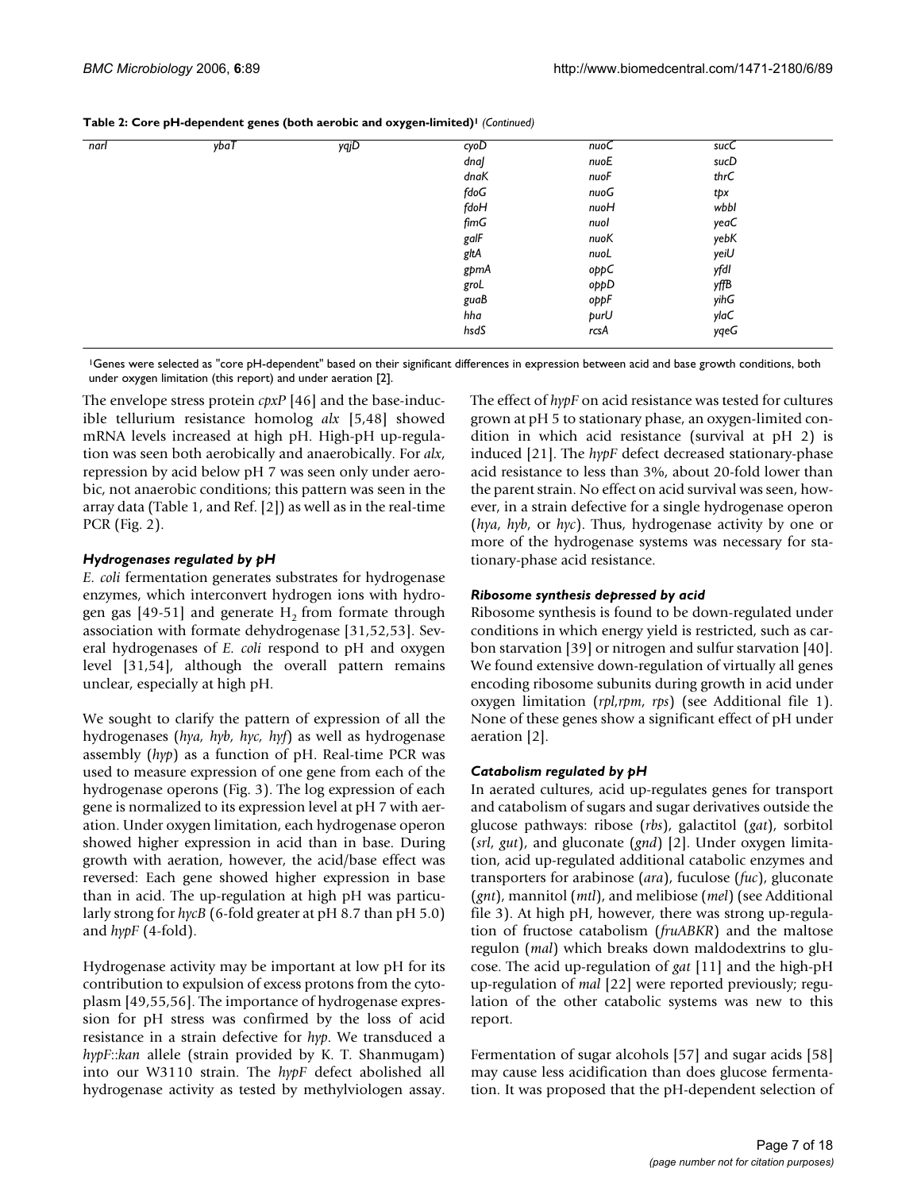**Table 2: Core pH-dependent genes (both aerobic and oxygen-limited)[1]** *(Continued)*

| | | | | | |
|---|---|---|---|---|---|
| *narI* | *ybaT* | *yqjD* | *cyoD* | *nuoC* | *sucC* |
| | | | *dnaJ* | *nuoE* | *sucD* |
| | | | *dnaK* | *nuoF* | *thrC* |
| | | | *fdoG* | *nuoG* | *tpx* |
| | | | *fdoH* | *nuoH* | *wbbI* |
| | | | *fimG* | *nuoI* | *yeaC* |
| | | | *galF* | *nuoK* | *yebK* |
| | | | *gltA* | *nuoL* | *yeiU* |
| | | | *gpmA* | *oppC* | *yfdI* |
| | | | *groL* | *oppD* | *yffB* |
| | | | *guaB* | *oppF* | *yihG* |
| | | | *hha* | *purU* | *ylaC* |
| | | | *hsdS* | *rcsA* | *yqeG* |

[1]Genes were selected as "core pH-dependent" based on their significant differences in expression between acid and base growth conditions, both under oxygen limitation (this report) and under aeration [2].

The envelope stress protein *cpxP* [46] and the base-inducible tellurium resistance homolog *alx* [5,48] showed mRNA levels increased at high pH. High-pH up-regulation was seen both aerobically and anaerobically. For *alx*, repression by acid below pH 7 was seen only under aerobic, not anaerobic conditions; this pattern was seen in the array data (Table 1, and Ref. [2]) as well as in the real-time PCR (Fig. 2).

### *Hydrogenases regulated by pH*

*E. coli* fermentation generates substrates for hydrogenase enzymes, which interconvert hydrogen ions with hydrogen gas [49-51] and generate $H_2$ from formate through association with formate dehydrogenase [31,52,53]. Several hydrogenases of *E. coli* respond to pH and oxygen level [31,54], although the overall pattern remains unclear, especially at high pH.

We sought to clarify the pattern of expression of all the hydrogenases (*hya, hyb, hyc, hyf*) as well as hydrogenase assembly (*hyp*) as a function of pH. Real-time PCR was used to measure expression of one gene from each of the hydrogenase operons (Fig. 3). The log expression of each gene is normalized to its expression level at pH 7 with aeration. Under oxygen limitation, each hydrogenase operon showed higher expression in acid than in base. During growth with aeration, however, the acid/base effect was reversed: Each gene showed higher expression in base than in acid. The up-regulation at high pH was particularly strong for *hycB* (6-fold greater at pH 8.7 than pH 5.0) and *hypF* (4-fold).

Hydrogenase activity may be important at low pH for its contribution to expulsion of excess protons from the cytoplasm [49,55,56]. The importance of hydrogenase expression for pH stress was confirmed by the loss of acid resistance in a strain defective for *hyp*. We transduced a *hypF::kan* allele (strain provided by K. T. Shanmugam) into our W3110 strain. The *hypF* defect abolished all hydrogenase activity as tested by methylviologen assay. The effect of *hypF* on acid resistance was tested for cultures grown at pH 5 to stationary phase, an oxygen-limited condition in which acid resistance (survival at pH 2) is induced [21]. The *hypF* defect decreased stationary-phase acid resistance to less than 3%, about 20-fold lower than the parent strain. No effect on acid survival was seen, however, in a strain defective for a single hydrogenase operon (*hya*, *hyb*, or *hyc*). Thus, hydrogenase activity by one or more of the hydrogenase systems was necessary for stationary-phase acid resistance.

### *Ribosome synthesis depressed by acid*

Ribosome synthesis is found to be down-regulated under conditions in which energy yield is restricted, such as carbon starvation [39] or nitrogen and sulfur starvation [40]. We found extensive down-regulation of virtually all genes encoding ribosome subunits during growth in acid under oxygen limitation (*rpl,rpm*, *rps*) (see Additional file 1). None of these genes show a significant effect of pH under aeration [2].

### *Catabolism regulated by pH*

In aerated cultures, acid up-regulates genes for transport and catabolism of sugars and sugar derivatives outside the glucose pathways: ribose (*rbs*), galactitol (*gat*), sorbitol (*srl*, *gut*), and gluconate (*gnd*) [2]. Under oxygen limitation, acid up-regulated additional catabolic enzymes and transporters for arabinose (*ara*), fuculose (*fuc*), gluconate (*gnt*), mannitol (*mtl*), and melibiose (*mel*) (see Additional file 3). At high pH, however, there was strong up-regulation of fructose catabolism (*fruABKR*) and the maltose regulon (*mal*) which breaks down maldodextrins to glucose. The acid up-regulation of *gat* [11] and the high-pH up-regulation of *mal* [22] were reported previously; regulation of the other catabolic systems was new to this report.

Fermentation of sugar alcohols [57] and sugar acids [58] may cause less acidification than does glucose fermentation. It was proposed that the pH-dependent selection of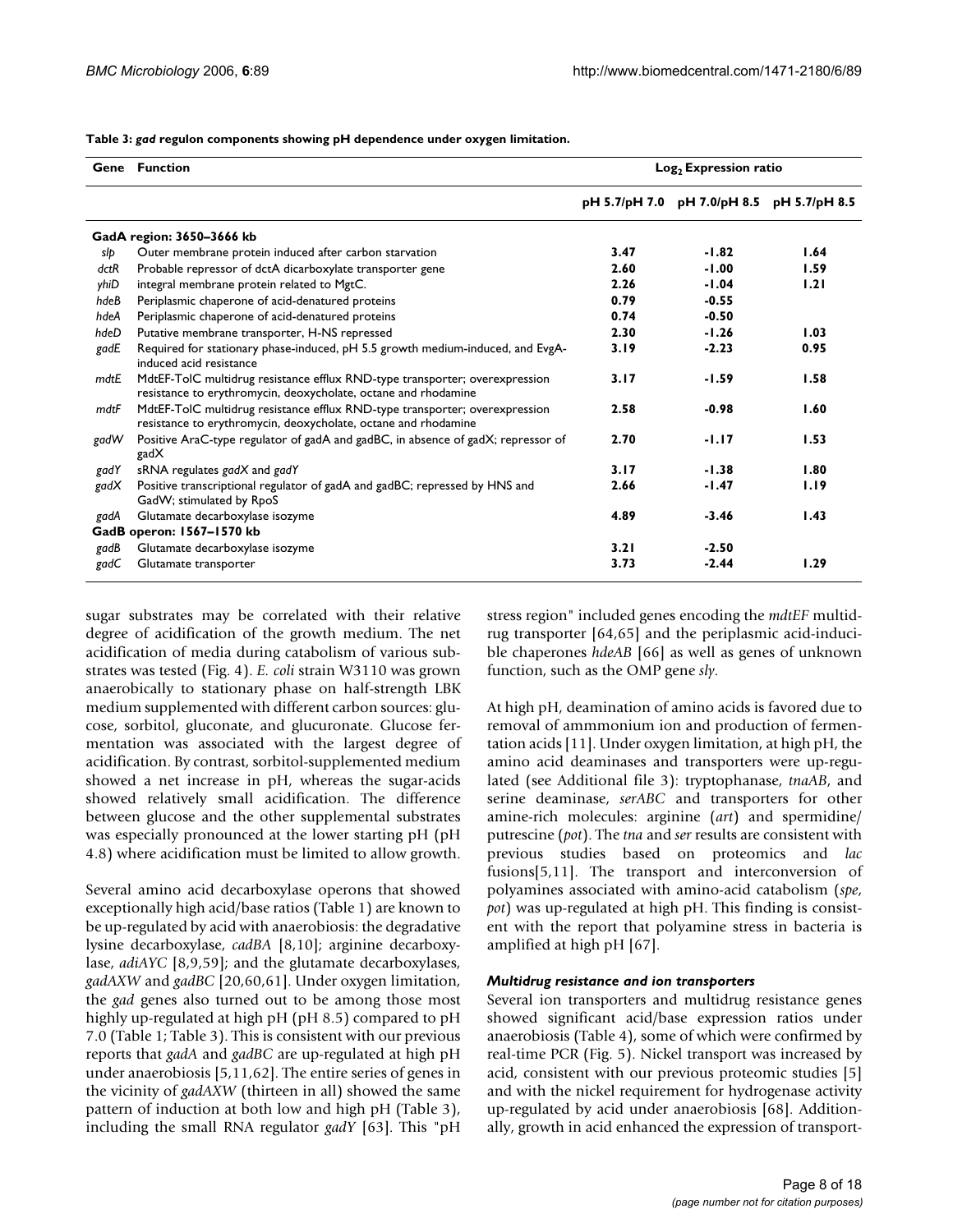**Table 3: *gad* regulon components showing pH dependence under oxygen limitation.**

| Gene | Function | $Log_2$ Expression ratio | | |
|---|---|---|---|---|
| | | pH 5.7/pH 7.0 | pH 7.0/pH 8.5 | pH 5.7/pH 8.5 |
| **GadA region: 3650–3666 kb** | | | | |
| *slp* | Outer membrane protein induced after carbon starvation | **3.47** | **-1.82** | **1.64** |
| *dctR* | Probable repressor of dctA dicarboxylate transporter gene | **2.60** | **-1.00** | **1.59** |
| *yhiD* | integral membrane protein related to MgtC. | **2.26** | **-1.04** | **1.21** |
| *hdeB* | Periplasmic chaperone of acid-denatured proteins | **0.79** | **-0.55** | |
| *hdeA* | Periplasmic chaperone of acid-denatured proteins | **0.74** | **-0.50** | |
| *hdeD* | Putative membrane transporter, H-NS repressed | **2.30** | **-1.26** | **1.03** |
| *gadE* | Required for stationary phase-induced, pH 5.5 growth medium-induced, and EvgA-induced acid resistance | **3.19** | **-2.23** | **0.95** |
| *mdtE* | MdtEF-TolC multidrug resistance efflux RND-type transporter; overexpression resistance to erythromycin, deoxycholate, octane and rhodamine | **3.17** | **-1.59** | **1.58** |
| *mdtF* | MdtEF-TolC multidrug resistance efflux RND-type transporter; overexpression resistance to erythromycin, deoxycholate, octane and rhodamine | **2.58** | **-0.98** | **1.60** |
| *gadW* | Positive AraC-type regulator of gadA and gadBC, in absence of gadX; repressor of gadX | **2.70** | **-1.17** | **1.53** |
| *gadY* | sRNA regulates *gadX* and *gadY* | **3.17** | **-1.38** | **1.80** |
| *gadX* | Positive transcriptional regulator of gadA and gadBC; repressed by HNS and GadW; stimulated by RpoS | **2.66** | **-1.47** | **1.19** |
| *gadA* | Glutamate decarboxylase isozyme | **4.89** | **-3.46** | **1.43** |
| **GadB operon: 1567–1570 kb** | | | | |
| *gadB* | Glutamate decarboxylase isozyme | **3.21** | **-2.50** | |
| *gadC* | Glutamate transporter | **3.73** | **-2.44** | **1.29** |

sugar substrates may be correlated with their relative degree of acidification of the growth medium. The net acidification of media during catabolism of various substrates was tested (Fig. 4). *E. coli* strain W3110 was grown anaerobically to stationary phase on half-strength LBK medium supplemented with different carbon sources: glucose, sorbitol, gluconate, and glucuronate. Glucose fermentation was associated with the largest degree of acidification. By contrast, sorbitol-supplemented medium showed a net increase in pH, whereas the sugar-acids showed relatively small acidification. The difference between glucose and the other supplemental substrates was especially pronounced at the lower starting pH (pH 4.8) where acidification must be limited to allow growth.

Several amino acid decarboxylase operons that showed exceptionally high acid/base ratios (Table 1) are known to be up-regulated by acid with anaerobiosis: the degradative lysine decarboxylase, *cadBA* [8,10]; arginine decarboxylase, *adiAYC* [8,9,59]; and the glutamate decarboxylases, *gadAXW* and *gadBC* [20,60,61]. Under oxygen limitation, the *gad* genes also turned out to be among those most highly up-regulated at high pH (pH 8.5) compared to pH 7.0 (Table 1; Table 3). This is consistent with our previous reports that *gadA* and *gadBC* are up-regulated at high pH under anaerobiosis [5,11,62]. The entire series of genes in the vicinity of *gadAXW* (thirteen in all) showed the same pattern of induction at both low and high pH (Table 3), including the small RNA regulator *gadY* [63]. This "pH stress region" included genes encoding the *mdtEF* multidrug transporter [64,65] and the periplasmic acid-inducible chaperones *hdeAB* [66] as well as genes of unknown function, such as the OMP gene *sly*.

At high pH, deamination of amino acids is favored due to removal of ammmonium ion and production of fermentation acids [11]. Under oxygen limitation, at high pH, the amino acid deaminases and transporters were up-regulated (see Additional file 3): tryptophanase, *tnaAB*, and serine deaminase, *serABC* and transporters for other amine-rich molecules: arginine (*art*) and spermidine/putrescine (*pot*). The *tna* and *ser* results are consistent with previous studies based on proteomics and *lac* fusions[5,11]. The transport and interconversion of polyamines associated with amino-acid catabolism (*spe*, *pot*) was up-regulated at high pH. This finding is consistent with the report that polyamine stress in bacteria is amplified at high pH [67].

### *Multidrug resistance and ion transporters*

Several ion transporters and multidrug resistance genes showed significant acid/base expression ratios under anaerobiosis (Table 4), some of which were confirmed by real-time PCR (Fig. 5). Nickel transport was increased by acid, consistent with our previous proteomic studies [5] and with the nickel requirement for hydrogenase activity up-regulated by acid under anaerobiosis [68]. Additionally, growth in acid enhanced the expression of transport-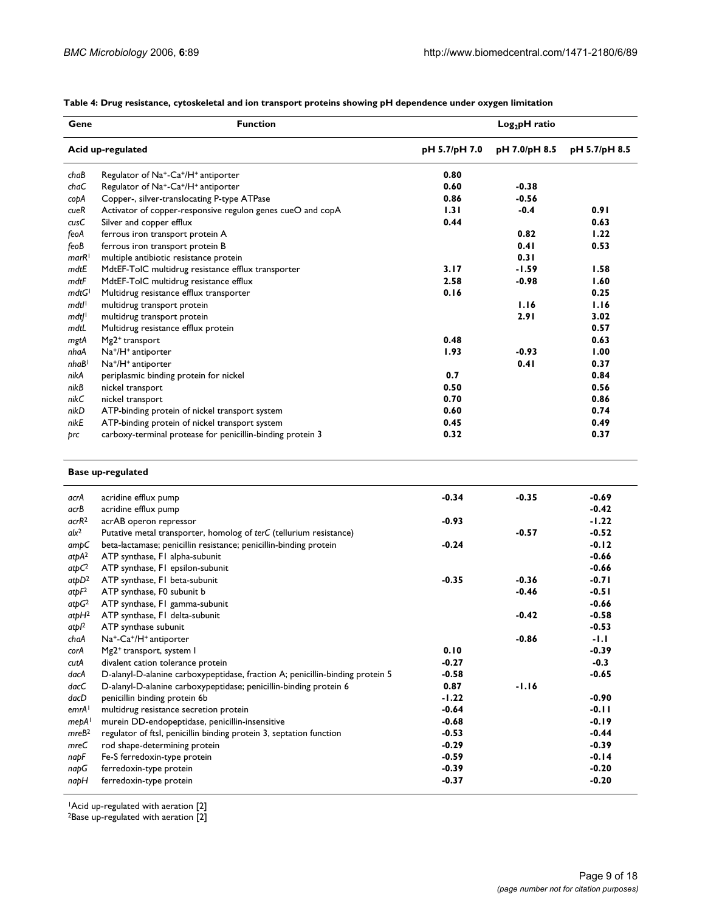**Table 4: Drug resistance, cytoskeletal and ion transport proteins showing pH dependence under oxygen limitation**

| Gene | Function | $Log_2$pH ratio | | |
|---|---|---|---|---|
| **Acid up-regulated** | | **pH 5.7/pH 7.0** | **pH 7.0/pH 8.5** | **pH 5.7/pH 8.5** |
| *chaB* | Regulator of $Na^+$-$Ca^+$/$H^+$ antiporter | **0.80** | | |
| *chaC* | Regulator of $Na^+$-$Ca^+$/$H^+$ antiporter | **0.60** | **-0.38** | |
| *copA* | Copper-, silver-translocating P-type ATPase | **0.86** | **-0.56** | |
| *cueR* | Activator of copper-responsive regulon genes cueO and copA | **1.31** | **-0.4** | **0.91** |
| *cusC* | Silver and copper efflux | **0.44** | | **0.63** |
| *feoA* | ferrous iron transport protein A | | **0.82** | **1.22** |
| *feoB* | ferrous iron transport protein B | | **0.41** | **0.53** |
| *marR*[1] | multiple antibiotic resistance protein | | **0.31** | |
| *mdtE* | MdtEF-TolC multidrug resistance efflux transporter | **3.17** | **-1.59** | **1.58** |
| *mdtF* | MdtEF-TolC multidrug resistance efflux | **2.58** | **-0.98** | **1.60** |
| *mdtG*[1] | Multidrug resistance efflux transporter | **0.16** | | **0.25** |
| *mdtI*[1] | multidrug transport protein | | **1.16** | **1.16** |
| *mdtJ*[1] | multidrug transport protein | | **2.91** | **3.02** |
| *mdtL* | Multidrug resistance efflux protein | | | **0.57** |
| *mgtA* | $Mg2^+$ transport | **0.48** | | **0.63** |
| *nhaA* | $Na^+$/$H^+$ antiporter | **1.93** | **-0.93** | **1.00** |
| *nhaB*[1] | $Na^+$/$H^+$ antiporter | | **0.41** | **0.37** |
| *nikA* | periplasmic binding protein for nickel | **0.7** | | **0.84** |
| *nikB* | nickel transport | **0.50** | | **0.56** |
| *nikC* | nickel transport | **0.70** | | **0.86** |
| *nikD* | ATP-binding protein of nickel transport system | **0.60** | | **0.74** |
| *nikE* | ATP-binding protein of nickel transport system | **0.45** | | **0.49** |
| *prc* | carboxy-terminal protease for penicillin-binding protein 3 | **0.32** | | **0.37** |
| **Base up-regulated** | | | | |
| *acrA* | acridine efflux pump | **-0.34** | **-0.35** | **-0.69** |
| *acrB* | acridine efflux pump | | | **-0.42** |
| *acrR*[2] | acrAB operon repressor | **-0.93** | | **-1.22** |
| *alx*[2] | Putative metal transporter, homolog of *terC* (tellurium resistance) | | **-0.57** | **-0.52** |
| *ampC* | beta-lactamase; penicillin resistance; penicillin-binding protein | **-0.24** | | **-0.12** |
| *atpA*[2] | ATP synthase, F1 alpha-subunit | | | **-0.66** |
| *atpC*[2] | ATP synthase, F1 epsilon-subunit | | | **-0.66** |
| *atpD*[2] | ATP synthase, F1 beta-subunit | **-0.35** | **-0.36** | **-0.71** |
| *atpF*[2] | ATP synthase, F0 subunit b | | **-0.46** | **-0.51** |
| *atpG*[2] | ATP synthase, F1 gamma-subunit | | | **-0.66** |
| *atpH*[2] | ATP synthase, F1 delta-subunit | | **-0.42** | **-0.58** |
| *atpI*[2] | ATP synthase subunit | | | **-0.53** |
| *chaA* | $Na^+$-$Ca^+$/$H^+$ antiporter | | **-0.86** | **-1.1** |
| *corA* | $Mg2^+$ transport, system I | **0.10** | | **-0.39** |
| *cutA* | divalent cation tolerance protein | **-0.27** | | **-0.3** |
| *dacA* | D-alanyl-D-alanine carboxypeptidase, fraction A; penicillin-binding protein 5 | **-0.58** | | **-0.65** |
| *dacC* | D-alanyl-D-alanine carboxypeptidase; penicillin-binding protein 6 | **0.87** | **-1.16** | |
| *dacD* | penicillin binding protein 6b | **-1.22** | | **-0.90** |
| *emrA*[1] | multidrug resistance secretion protein | **-0.64** | | **-0.11** |
| *mepA*[1] | murein DD-endopeptidase, penicillin-insensitive | **-0.68** | | **-0.19** |
| *mreB*[2] | regulator of ftsI, penicillin binding protein 3, septation function | **-0.53** | | **-0.44** |
| *mreC* | rod shape-determining protein | **-0.29** | | **-0.39** |
| *napF* | Fe-S ferredoxin-type protein | **-0.59** | | **-0.14** |
| *napG* | ferredoxin-type protein | **-0.39** | | **-0.20** |
| *napH* | ferredoxin-type protein | **-0.37** | | **-0.20** |

[1]Acid up-regulated with aeration [2]
[2]Base up-regulated with aeration [2]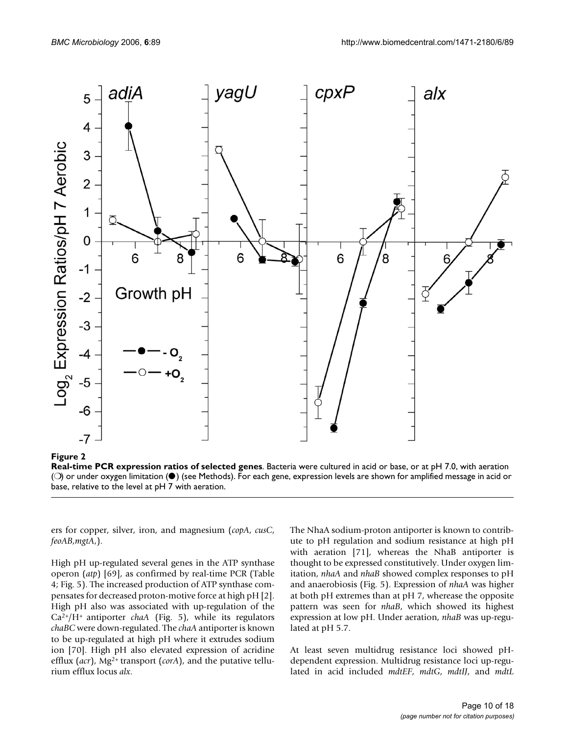**Figure 2**

**Real-time PCR expression ratios of selected genes**. Bacteria were cultured in acid or base, or at pH 7.0, with aeration (❍) or under oxygen limitation (●) (see Methods). For each gene, expression levels are shown for amplified message in acid or base, relative to the level at pH 7 with aeration.

ers for copper, silver, iron, and magnesium (*copA*, *cusC*, *feoAB*,*mgtA*,).

High pH up-regulated several genes in the ATP synthase operon (*atp*) [69], as confirmed by real-time PCR (Table 4; Fig. 5). The increased production of ATP synthase compensates for decreased proton-motive force at high pH [2]. High pH also was associated with up-regulation of the $Ca^{2+}/H^{+}$ antiporter *chaA* (Fig. 5), while its regulators *chaBC* were down-regulated. The *chaA* antiporter is known to be up-regulated at high pH where it extrudes sodium ion [70]. High pH also elevated expression of acridine efflux (*acr*), $Mg^{2+}$ transport (*corA*), and the putative tellurium efflux locus *alx*.

The NhaA sodium-proton antiporter is known to contribute to pH regulation and sodium resistance at high pH with aeration [71], whereas the NhaB antiporter is thought to be expressed constitutively. Under oxygen limitation, *nhaA* and *nhaB* showed complex responses to pH and anaerobiosis (Fig. 5). Expression of *nhaA* was higher at both pH extremes than at pH 7, wherease the opposite pattern was seen for *nhaB*, which showed its highest expression at low pH. Under aeration, *nhaB* was up-regulated at pH 5.7.

At least seven multidrug resistance loci showed pH-dependent expression. Multidrug resistance loci up-regulated in acid included *mdtEF*, *mdtG*, *mdtIJ*, and *mdtL*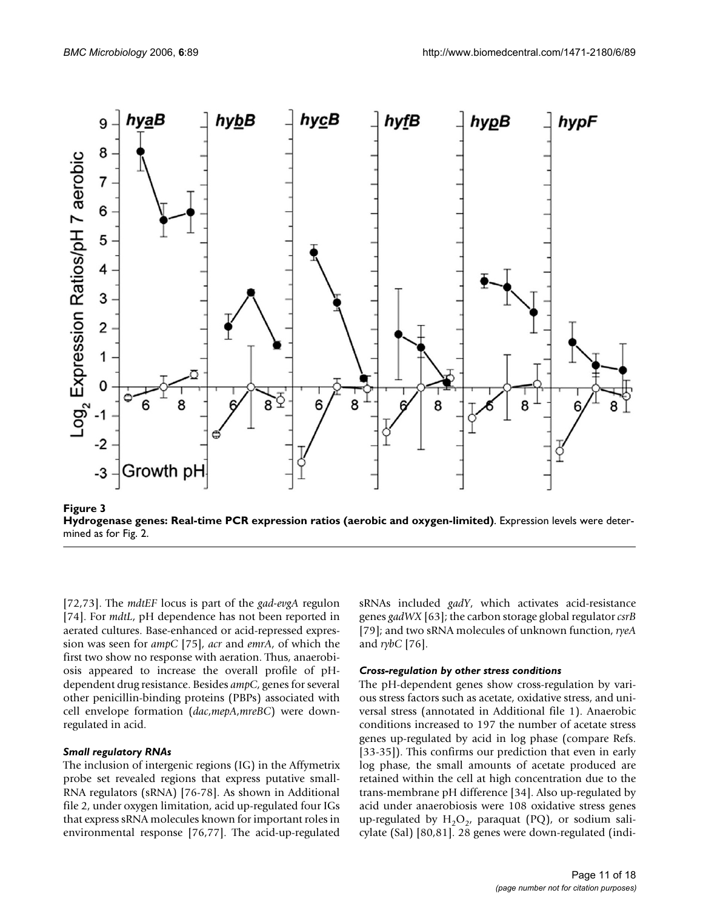**Figure 3**
**Hydrogenase genes: Real-time PCR expression ratios (aerobic and oxygen-limited)**. Expression levels were determined as for Fig. 2.

[72,73]. The *mdtEF* locus is part of the *gad-evgA* regulon [74]. For *mdtL*, pH dependence has not been reported in aerated cultures. Base-enhanced or acid-repressed expression was seen for *ampC* [75], *acr* and *emrA*, of which the first two show no response with aeration. Thus, anaerobiosis appeared to increase the overall profile of pH-dependent drug resistance. Besides *ampC*, genes for several other penicillin-binding proteins (PBPs) associated with cell envelope formation (*dac*,*mepA*,*mreBC*) were down-regulated in acid.

### *Small regulatory RNAs*

The inclusion of intergenic regions (IG) in the Affymetrix probe set revealed regions that express putative small-RNA regulators (sRNA) [76-78]. As shown in Additional file 2, under oxygen limitation, acid up-regulated four IGs that express sRNA molecules known for important roles in environmental response [76,77]. The acid-up-regulated sRNAs included *gadY*, which activates acid-resistance genes *gadWX* [63]; the carbon storage global regulator *csrB* [79]; and two sRNA molecules of unknown function, *ryeA* and *rybC* [76].

### *Cross-regulation by other stress conditions*

The pH-dependent genes show cross-regulation by various stress factors such as acetate, oxidative stress, and universal stress (annotated in Additional file 1). Anaerobic conditions increased to 197 the number of acetate stress genes up-regulated by acid in log phase (compare Refs. [33-35]). This confirms our prediction that even in early log phase, the small amounts of acetate produced are retained within the cell at high concentration due to the trans-membrane pH difference [34]. Also up-regulated by acid under anaerobiosis were 108 oxidative stress genes up-regulated by $H_2O_2$, paraquat (PQ), or sodium salicylate (Sal) [80,81]. 28 genes were down-regulated (indi-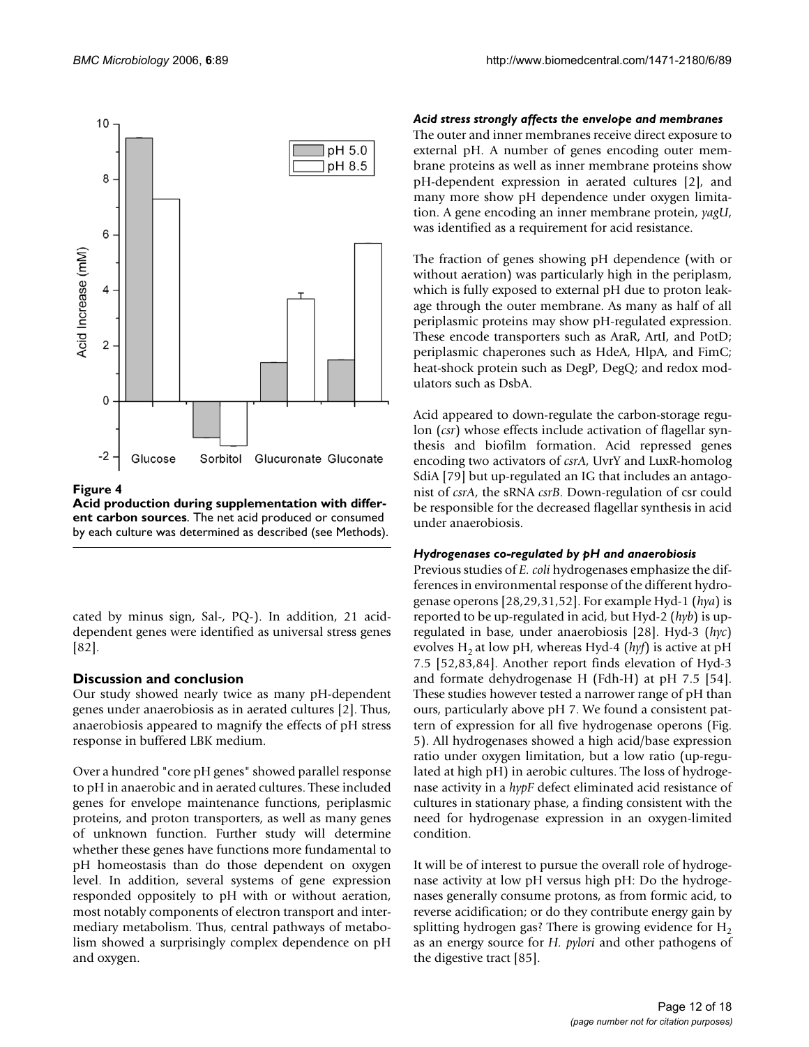10

8

6

4

2

0

-2

Acid Increase (mM)

pH 5.0

pH 8.5

Glucose Sorbitol Glucuronate Gluconate

**Figure 4**

**Acid production during supplementation with different carbon sources**. The net acid produced or consumed by each culture was determined as described (see Methods).

cated by minus sign, Sal-, PQ-). In addition, 21 acid-dependent genes were identified as universal stress genes [82].

## Discussion and conclusion

Our study showed nearly twice as many pH-dependent genes under anaerobiosis as in aerated cultures [2]. Thus, anaerobiosis appeared to magnify the effects of pH stress response in buffered LBK medium.

Over a hundred "core pH genes" showed parallel response to pH in anaerobic and in aerated cultures. These included genes for envelope maintenance functions, periplasmic proteins, and proton transporters, as well as many genes of unknown function. Further study will determine whether these genes have functions more fundamental to pH homeostasis than do those dependent on oxygen level. In addition, several systems of gene expression responded oppositely to pH with or without aeration, most notably components of electron transport and intermediary metabolism. Thus, central pathways of metabolism showed a surprisingly complex dependence on pH and oxygen.

### *Acid stress strongly affects the envelope and membranes*

The outer and inner membranes receive direct exposure to external pH. A number of genes encoding outer membrane proteins as well as inner membrane proteins show pH-dependent expression in aerated cultures [2], and many more show pH dependence under oxygen limitation. A gene encoding an inner membrane protein, *yagU*, was identified as a requirement for acid resistance.

The fraction of genes showing pH dependence (with or without aeration) was particularly high in the periplasm, which is fully exposed to external pH due to proton leakage through the outer membrane. As many as half of all periplasmic proteins may show pH-regulated expression. These encode transporters such as AraR, ArtI, and PotD; periplasmic chaperones such as HdeA, HlpA, and FimC; heat-shock protein such as DegP, DegQ; and redox modulators such as DsbA.

Acid appeared to down-regulate the carbon-storage regulon (*csr*) whose effects include activation of flagellar synthesis and biofilm formation. Acid repressed genes encoding two activators of *csrA*, UvrY and LuxR-homolog SdiA [79] but up-regulated an IG that includes an antagonist of *csrA*, the sRNA *csrB*. Down-regulation of csr could be responsible for the decreased flagellar synthesis in acid under anaerobiosis.

### *Hydrogenases co-regulated by pH and anaerobiosis*

Previous studies of *E. coli* hydrogenases emphasize the differences in environmental response of the different hydrogenase operons [28,29,31,52]. For example Hyd-1 (*hya*) is reported to be up-regulated in acid, but Hyd-2 (*hyb*) is up-regulated in base, under anaerobiosis [28]. Hyd-3 (*hyc*) evolves $H_2$ at low pH, whereas Hyd-4 (*hyf*) is active at pH 7.5 [52,83,84]. Another report finds elevation of Hyd-3 and formate dehydrogenase H (Fdh-H) at pH 7.5 [54]. These studies however tested a narrower range of pH than ours, particularly above pH 7. We found a consistent pattern of expression for all five hydrogenase operons (Fig. 5). All hydrogenases showed a high acid/base expression ratio under oxygen limitation, but a low ratio (up-regulated at high pH) in aerobic cultures. The loss of hydrogenase activity in a *hypF* defect eliminated acid resistance of cultures in stationary phase, a finding consistent with the need for hydrogenase expression in an oxygen-limited condition.

It will be of interest to pursue the overall role of hydrogenase activity at low pH versus high pH: Do the hydrogenases generally consume protons, as from formic acid, to reverse acidification; or do they contribute energy gain by splitting hydrogen gas? There is growing evidence for $H_2$ as an energy source for *H. pylori* and other pathogens of the digestive tract [85].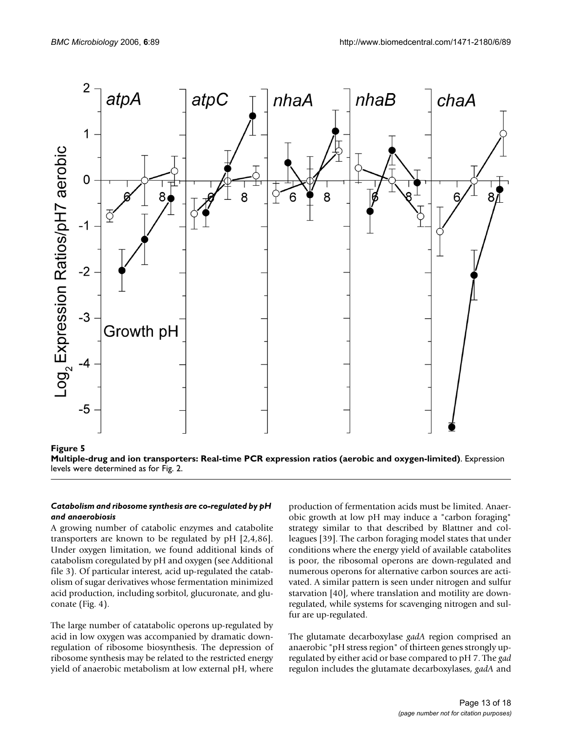**Figure 5**

**Multiple-drug and ion transporters: Real-time PCR expression ratios (aerobic and oxygen-limited)**. Expression levels were determined as for Fig. 2.

#### *Catabolism and ribosome synthesis are co-regulated by pH and anaerobiosis*

A growing number of catabolic enzymes and catabolite transporters are known to be regulated by pH [2,4,86]. Under oxygen limitation, we found additional kinds of catabolism coregulated by pH and oxygen (see Additional file 3). Of particular interest, acid up-regulated the catabolism of sugar derivatives whose fermentation minimized acid production, including sorbitol, glucuronate, and gluconate (Fig. 4).

The large number of catatabolic operons up-regulated by acid in low oxygen was accompanied by dramatic down-regulation of ribosome biosynthesis. The depression of ribosome synthesis may be related to the restricted energy yield of anaerobic metabolism at low external pH, where production of fermentation acids must be limited. Anaerobic growth at low pH may induce a "carbon foraging" strategy similar to that described by Blattner and colleagues [39]. The carbon foraging model states that under conditions where the energy yield of available catabolites is poor, the ribosomal operons are down-regulated and numerous operons for alternative carbon sources are activated. A similar pattern is seen under nitrogen and sulfur starvation [40], where translation and motility are down-regulated, while systems for scavenging nitrogen and sulfur are up-regulated.

The glutamate decarboxylase *gadA* region comprised an anaerobic "pH stress region" of thirteen genes strongly up-regulated by either acid or base compared to pH 7. The *gad* regulon includes the glutamate decarboxylases, *gadA* and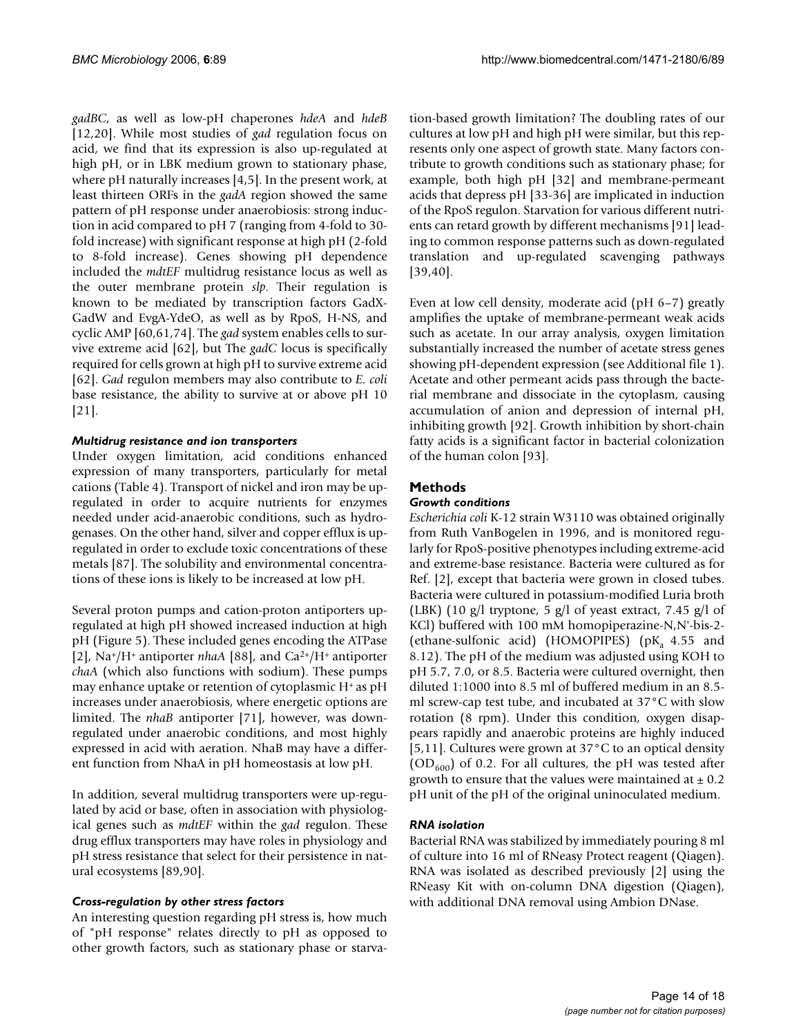*gadBC*, as well as low-pH chaperones *hdeA* and *hdeB* [12,20]. While most studies of *gad* regulation focus on acid, we find that its expression is also up-regulated at high pH, or in LBK medium grown to stationary phase, where pH naturally increases [4,5]. In the present work, at least thirteen ORFs in the *gadA* region showed the same pattern of pH response under anaerobiosis: strong induction in acid compared to pH 7 (ranging from 4-fold to 30-fold increase) with significant response at high pH (2-fold to 8-fold increase). Genes showing pH dependence included the *mdtEF* multidrug resistance locus as well as the outer membrane protein *slp*. Their regulation is known to be mediated by transcription factors GadX-GadW and EvgA-YdeO, as well as by RpoS, H-NS, and cyclic AMP [60,61,74]. The *gad* system enables cells to survive extreme acid [62], but The *gadC* locus is specifically required for cells grown at high pH to survive extreme acid [62]. *Gad* regulon members may also contribute to *E. coli* base resistance, the ability to survive at or above pH 10 [21].

### *Multidrug resistance and ion transporters*

Under oxygen limitation, acid conditions enhanced expression of many transporters, particularly for metal cations (Table 4). Transport of nickel and iron may be up-regulated in order to acquire nutrients for enzymes needed under acid-anaerobic conditions, such as hydrogenases. On the other hand, silver and copper efflux is up-regulated in order to exclude toxic concentrations of these metals [87]. The solubility and environmental concentrations of these ions is likely to be increased at low pH.

Several proton pumps and cation-proton antiporters up-regulated at high pH showed increased induction at high pH (Figure 5). These included genes encoding the ATPase [2], $Na^+/H^+$ antiporter *nhaA* [88], and $Ca^{2+}/H^+$ antiporter *chaA* (which also functions with sodium). These pumps may enhance uptake or retention of cytoplasmic $H^+$ as pH increases under anaerobiosis, where energetic options are limited. The *nhaB* antiporter [71], however, was down-regulated under anaerobic conditions, and most highly expressed in acid with aeration. NhaB may have a different function from NhaA in pH homeostasis at low pH.

In addition, several multidrug transporters were up-regulated by acid or base, often in association with physiological genes such as *mdtEF* within the *gad* regulon. These drug efflux transporters may have roles in physiology and pH stress resistance that select for their persistence in natural ecosystems [89,90].

### *Cross-regulation by other stress factors*

An interesting question regarding pH stress is, how much of "pH response" relates directly to pH as opposed to other growth factors, such as stationary phase or starvation-based growth limitation? The doubling rates of our cultures at low pH and high pH were similar, but this represents only one aspect of growth state. Many factors contribute to growth conditions such as stationary phase; for example, both high pH [32] and membrane-permeant acids that depress pH [33-36] are implicated in induction of the RpoS regulon. Starvation for various different nutrients can retard growth by different mechanisms [91] leading to common response patterns such as down-regulated translation and up-regulated scavenging pathways [39,40].

Even at low cell density, moderate acid (pH 6–7) greatly amplifies the uptake of membrane-permeant weak acids such as acetate. In our array analysis, oxygen limitation substantially increased the number of acetate stress genes showing pH-dependent expression (see Additional file 1). Acetate and other permeant acids pass through the bacterial membrane and dissociate in the cytoplasm, causing accumulation of anion and depression of internal pH, inhibiting growth [92]. Growth inhibition by short-chain fatty acids is a significant factor in bacterial colonization of the human colon [93].

## Methods

### *Growth conditions*

*Escherichia coli* K-12 strain W3110 was obtained originally from Ruth VanBogelen in 1996, and is monitored regularly for RpoS-positive phenotypes including extreme-acid and extreme-base resistance. Bacteria were cultured as for Ref. [2], except that bacteria were grown in closed tubes. Bacteria were cultured in potassium-modified Luria broth (LBK) (10 g/l tryptone, 5 g/l of yeast extract, 7.45 g/l of KCl) buffered with 100 mM homopiperazine-N,N'-bis-2-(ethane-sulfonic acid) (HOMOPIPES) ($pK_a$ 4.55 and 8.12). The pH of the medium was adjusted using KOH to pH 5.7, 7.0, or 8.5. Bacteria were cultured overnight, then diluted 1:1000 into 8.5 ml of buffered medium in an 8.5-ml screw-cap test tube, and incubated at 37°C with slow rotation (8 rpm). Under this condition, oxygen disappears rapidly and anaerobic proteins are highly induced [5,11]. Cultures were grown at 37°C to an optical density ($OD_{600}$) of 0.2. For all cultures, the pH was tested after growth to ensure that the values were maintained at ± 0.2 pH unit of the pH of the original uninoculated medium.

### *RNA isolation*

Bacterial RNA was stabilized by immediately pouring 8 ml of culture into 16 ml of RNeasy Protect reagent (Qiagen). RNA was isolated as described previously [2] using the RNeasy Kit with on-column DNA digestion (Qiagen), with additional DNA removal using Ambion DNase.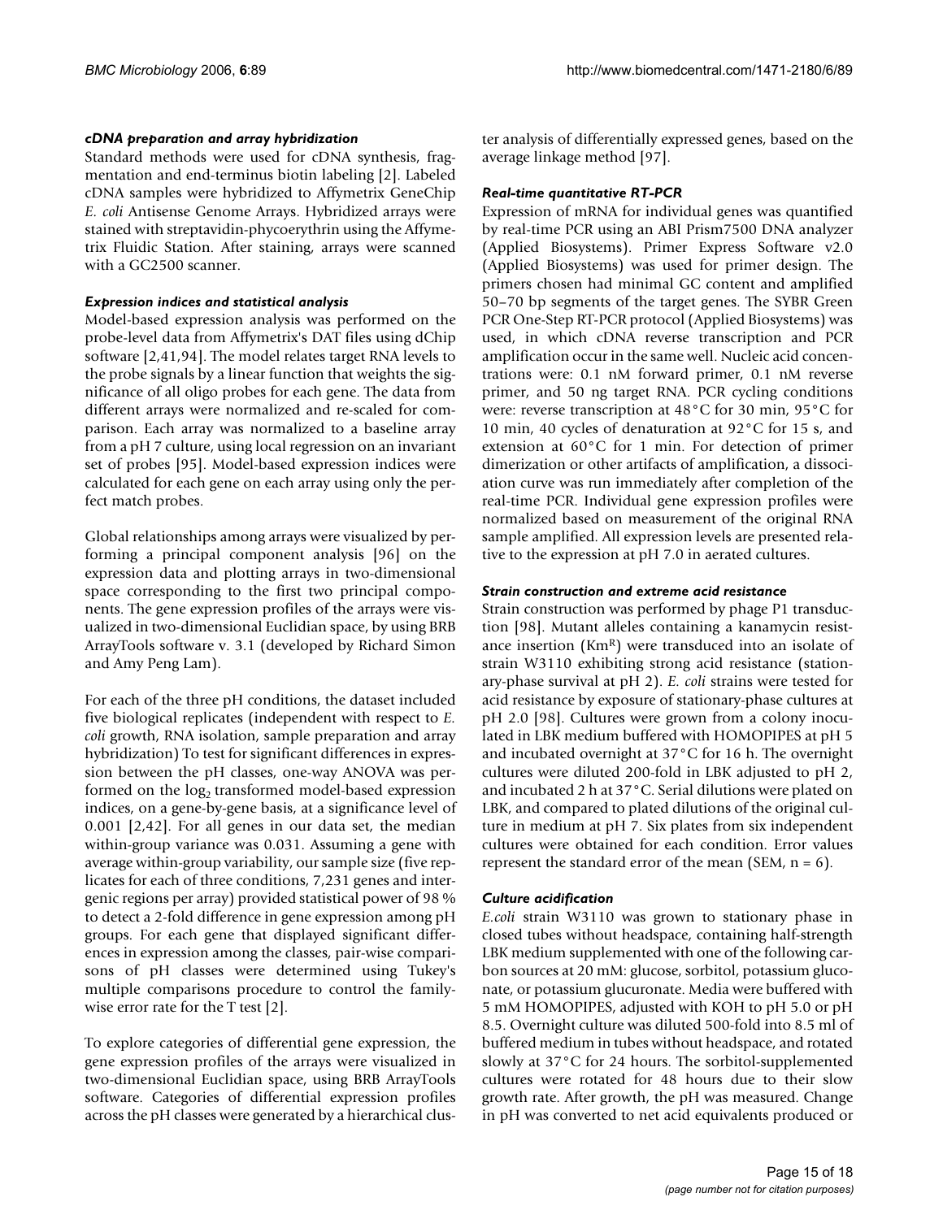### *cDNA preparation and array hybridization*

Standard methods were used for cDNA synthesis, fragmentation and end-terminus biotin labeling [2]. Labeled cDNA samples were hybridized to Affymetrix GeneChip *E. coli* Antisense Genome Arrays. Hybridized arrays were stained with streptavidin-phycoerythrin using the Affymetrix Fluidic Station. After staining, arrays were scanned with a GC2500 scanner.

### *Expression indices and statistical analysis*

Model-based expression analysis was performed on the probe-level data from Affymetrix's DAT files using dChip software [2,41,94]. The model relates target RNA levels to the probe signals by a linear function that weights the significance of all oligo probes for each gene. The data from different arrays were normalized and re-scaled for comparison. Each array was normalized to a baseline array from a pH 7 culture, using local regression on an invariant set of probes [95]. Model-based expression indices were calculated for each gene on each array using only the perfect match probes.

Global relationships among arrays were visualized by performing a principal component analysis [96] on the expression data and plotting arrays in two-dimensional space corresponding to the first two principal components. The gene expression profiles of the arrays were visualized in two-dimensional Euclidian space, by using BRB ArrayTools software v. 3.1 (developed by Richard Simon and Amy Peng Lam).

For each of the three pH conditions, the dataset included five biological replicates (independent with respect to *E. coli* growth, RNA isolation, sample preparation and array hybridization) To test for significant differences in expression between the pH classes, one-way ANOVA was performed on the $\log_2$ transformed model-based expression indices, on a gene-by-gene basis, at a significance level of 0.001 [2,42]. For all genes in our data set, the median within-group variance was 0.031. Assuming a gene with average within-group variability, our sample size (five replicates for each of three conditions, 7,231 genes and intergenic regions per array) provided statistical power of 98 % to detect a 2-fold difference in gene expression among pH groups. For each gene that displayed significant differences in expression among the classes, pair-wise comparisons of pH classes were determined using Tukey's multiple comparisons procedure to control the family-wise error rate for the T test [2].

To explore categories of differential gene expression, the gene expression profiles of the arrays were visualized in two-dimensional Euclidian space, using BRB ArrayTools software. Categories of differential expression profiles across the pH classes were generated by a hierarchical cluster analysis of differentially expressed genes, based on the average linkage method [97].

### *Real-time quantitative RT-PCR*

Expression of mRNA for individual genes was quantified by real-time PCR using an ABI Prism7500 DNA analyzer (Applied Biosystems). Primer Express Software v2.0 (Applied Biosystems) was used for primer design. The primers chosen had minimal GC content and amplified 50–70 bp segments of the target genes. The SYBR Green PCR One-Step RT-PCR protocol (Applied Biosystems) was used, in which cDNA reverse transcription and PCR amplification occur in the same well. Nucleic acid concentrations were: 0.1 nM forward primer, 0.1 nM reverse primer, and 50 ng target RNA. PCR cycling conditions were: reverse transcription at 48°C for 30 min, 95°C for 10 min, 40 cycles of denaturation at 92°C for 15 s, and extension at 60°C for 1 min. For detection of primer dimerization or other artifacts of amplification, a dissociation curve was run immediately after completion of the real-time PCR. Individual gene expression profiles were normalized based on measurement of the original RNA sample amplified. All expression levels are presented relative to the expression at pH 7.0 in aerated cultures.

### *Strain construction and extreme acid resistance*

Strain construction was performed by phage P1 transduction [98]. Mutant alleles containing a kanamycin resistance insertion ($Km^R$) were transduced into an isolate of strain W3110 exhibiting strong acid resistance (stationary-phase survival at pH 2). *E. coli* strains were tested for acid resistance by exposure of stationary-phase cultures at pH 2.0 [98]. Cultures were grown from a colony inoculated in LBK medium buffered with HOMOPIPES at pH 5 and incubated overnight at 37°C for 16 h. The overnight cultures were diluted 200-fold in LBK adjusted to pH 2, and incubated 2 h at 37°C. Serial dilutions were plated on LBK, and compared to plated dilutions of the original culture in medium at pH 7. Six plates from six independent cultures were obtained for each condition. Error values represent the standard error of the mean (SEM, $n = 6$).

### *Culture acidification*

*E.coli* strain W3110 was grown to stationary phase in closed tubes without headspace, containing half-strength LBK medium supplemented with one of the following carbon sources at 20 mM: glucose, sorbitol, potassium gluconate, or potassium glucuronate. Media were buffered with 5 mM HOMOPIPES, adjusted with KOH to pH 5.0 or pH 8.5. Overnight culture was diluted 500-fold into 8.5 ml of buffered medium in tubes without headspace, and rotated slowly at 37°C for 24 hours. The sorbitol-supplemented cultures were rotated for 48 hours due to their slow growth rate. After growth, the pH was measured. Change in pH was converted to net acid equivalents produced or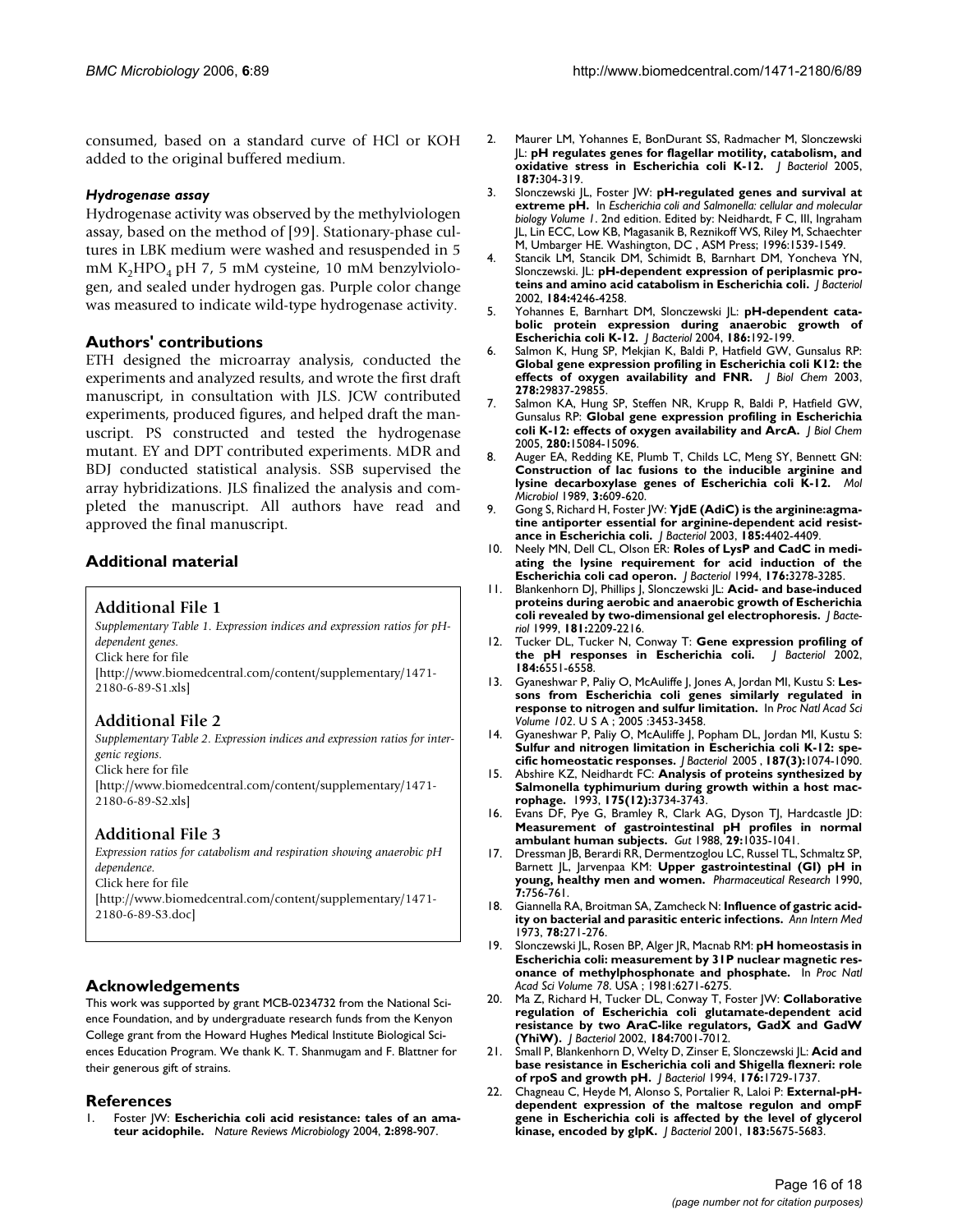consumed, based on a standard curve of HCl or KOH added to the original buffered medium.

### *Hydrogenase assay*

Hydrogenase activity was observed by the methylviologen assay, based on the method of [99]. Stationary-phase cultures in LBK medium were washed and resuspended in 5 mM $K_2HPO_4$ pH 7, 5 mM cysteine, 10 mM benzylviologen, and sealed under hydrogen gas. Purple color change was measured to indicate wild-type hydrogenase activity.

## Authors' contributions

ETH designed the microarray analysis, conducted the experiments and analyzed results, and wrote the first draft manuscript, in consultation with JLS. JCW contributed experiments, produced figures, and helped draft the manuscript. PS constructed and tested the hydrogenase mutant. EY and DPT contributed experiments. MDR and BDJ conducted statistical analysis. SSB supervised the array hybridizations. JLS finalized the analysis and completed the manuscript. All authors have read and approved the final manuscript.

## Additional material

### Additional File 1

*Supplementary Table 1. Expression indices and expression ratios for pH-dependent genes.*
Click here for file
[http://www.biomedcentral.com/content/supplementary/1471-2180-6-89-S1.xls]

### Additional File 2

*Supplementary Table 2. Expression indices and expression ratios for intergenic regions.*
Click here for file
[http://www.biomedcentral.com/content/supplementary/1471-2180-6-89-S2.xls]

### Additional File 3

*Expression ratios for catabolism and respiration showing anaerobic pH dependence.*
Click here for file
[http://www.biomedcentral.com/content/supplementary/1471-2180-6-89-S3.doc]

## Acknowledgements

This work was supported by grant MCB-0234732 from the National Science Foundation, and by undergraduate research funds from the Kenyon College grant from the Howard Hughes Medical Institute Biological Sciences Education Program. We thank K. T. Shanmugam and F. Blattner for their generous gift of strains.

## References

1. Foster JW: **Escherichia coli acid resistance: tales of an amateur acidophile.** *Nature Reviews Microbiology* 2004, **2:**898-907.
2. Maurer LM, Yohannes E, BonDurant SS, Radmacher M, Slonczewski JL: **pH regulates genes for flagellar motility, catabolism, and oxidative stress in Escherichia coli K-12.** *J Bacteriol* 2005, **187:**304-319.
3. Slonczewski JL, Foster JW: **pH-regulated genes and survival at extreme pH.** In *Escherichia coli and Salmonella: cellular and molecular biology Volume 1*. 2nd edition. Edited by: Neidhardt, F C, III, Ingraham JL, Lin ECC, Low KB, Magasanik B, Reznikoff WS, Riley M, Schaechter M, Umbarger HE. Washington, DC , ASM Press; 1996:1539-1549.
4. Stancik LM, Stancik DM, Schimidt B, Barnhart DM, Yoncheva YN, Slonczewski. JL: **pH-dependent expression of periplasmic proteins and amino acid catabolism in Escherichia coli.** *J Bacteriol* 2002, **184:**4246-4258.
5. Yohannes E, Barnhart DM, Slonczewski JL: **pH-dependent catabolic protein expression during anaerobic growth of Escherichia coli K-12.** *J Bacteriol* 2004, **186:**192-199.
6. Salmon K, Hung SP, Mekjian K, Baldi P, Hatfield GW, Gunsalus RP: **Global gene expression profiling in Escherichia coli K12: the effects of oxygen availability and FNR.** *J Biol Chem* 2003, **278:**29837-29855.
7. Salmon KA, Hung SP, Steffen NR, Krupp R, Baldi P, Hatfield GW, Gunsalus RP: **Global gene expression profiling in Escherichia coli K-12: effects of oxygen availability and ArcA.** *J Biol Chem* 2005, **280:**15084-15096.
8. Auger EA, Redding KE, Plumb T, Childs LC, Meng SY, Bennett GN: **Construction of lac fusions to the inducible arginine and lysine decarboxylase genes of Escherichia coli K-12.** *Mol Microbiol* 1989, **3:**609-620.
9. Gong S, Richard H, Foster JW: **YjdE (AdiC) is the arginine:agmatine antiporter essential for arginine-dependent acid resistance in Escherichia coli.** *J Bacteriol* 2003, **185:**4402-4409.
10. Neely MN, Dell CL, Olson ER: **Roles of LysP and CadC in mediating the lysine requirement for acid induction of the Escherichia coli cad operon.** *J Bacteriol* 1994, **176:**3278-3285.
11. Blankenhorn DJ, Phillips J, Slonczewski JL: **Acid- and base-induced proteins during aerobic and anaerobic growth of Escherichia coli revealed by two-dimensional gel electrophoresis.** *J Bacteriol* 1999, **181:**2209-2216.
12. Tucker DL, Tucker N, Conway T: **Gene expression profiling of the pH responses in Escherichia coli.** *J Bacteriol* 2002, **184:**6551-6558.
13. Gyaneshwar P, Paliy O, McAuliffe J, Jones A, Jordan MI, Kustu S: **Lessons from Escherichia coli genes similarly regulated in response to nitrogen and sulfur limitation.** In *Proc Natl Acad Sci Volume 102*. U S A ; 2005 :3453-3458.
14. Gyaneshwar P, Paliy O, McAuliffe J, Popham DL, Jordan MI, Kustu S: **Sulfur and nitrogen limitation in Escherichia coli K-12: specific homeostatic responses.** *J Bacteriol* 2005 , **187(3):**1074-1090.
15. Abshire KZ, Neidhardt FC: **Analysis of proteins synthesized by Salmonella typhimurium during growth within a host macrophage.** 1993, **175(12):**3734-3743.
16. Evans DF, Pye G, Bramley R, Clark AG, Dyson TJ, Hardcastle JD: **Measurement of gastrointestinal pH profiles in normal ambulant human subjects.** *Gut* 1988, **29:**1035-1041.
17. Dressman JB, Berardi RR, Dermentzoglou LC, Russel TL, Schmaltz SP, Barnett JL, Jarvenpaa KM: **Upper gastrointestinal (GI) pH in young, healthy men and women.** *Pharmaceutical Research* 1990, **7:**756-761.
18. Giannella RA, Broitman SA, Zamcheck N: **Influence of gastric acidity on bacterial and parasitic enteric infections.** *Ann Intern Med* 1973, **78:**271-276.
19. Slonczewski JL, Rosen BP, Alger JR, Macnab RM: **pH homeostasis in Escherichia coli: measurement by 31P nuclear magnetic resonance of methylphosphonate and phosphate.** In *Proc Natl Acad Sci Volume 78*. USA ; 1981:6271-6275.
20. Ma Z, Richard H, Tucker DL, Conway T, Foster JW: **Collaborative regulation of Escherichia coli glutamate-dependent acid resistance by two AraC-like regulators, GadX and GadW (YhiW).** *J Bacteriol* 2002, **184:**7001-7012.
21. Small P, Blankenhorn D, Welty D, Zinser E, Slonczewski JL: **Acid and base resistance in Escherichia coli and Shigella flexneri: role of rpoS and growth pH.** *J Bacteriol* 1994, **176:**1729-1737.
22. Chagneau C, Heyde M, Alonso S, Portalier R, Laloi P: **External-pH-dependent expression of the maltose regulon and ompF gene in Escherichia coli is affected by the level of glycerol kinase, encoded by glpK.** *J Bacteriol* 2001, **183:**5675-5683.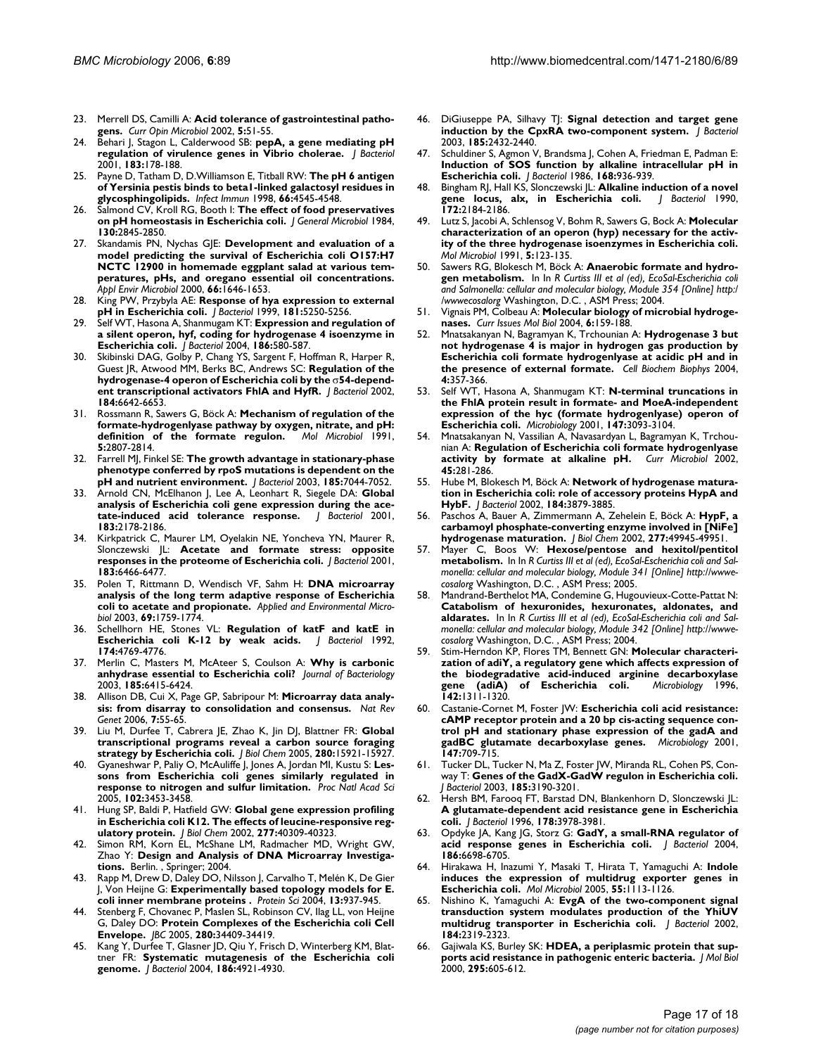23. Merrell DS, Camilli A: **Acid tolerance of gastrointestinal pathogens.** *Curr Opin Microbiol* 2002, **5:**51-55.
24. Behari J, Stagon L, Calderwood SB: **pepA, a gene mediating pH regulation of virulence genes in Vibrio cholerae.** *J Bacteriol* 2001, **183:**178-188.
25. Payne D, Tatham D, D.Williamson E, Titball RW: **The pH 6 antigen of Yersinia pestis binds to beta1-linked galactosyl residues in glycosphingolipids.** *Infect Immun* 1998, **66:**4545-4548.
26. Salmond CV, Kroll RG, Booth I: **The effect of food preservatives on pH homeostasis in Escherichia coli.** *J General Microbiol* 1984, **130:**2845-2850.
27. Skandamis PN, Nychas GJE: **Development and evaluation of a model predicting the survival of Escherichia coli O157:H7 NCTC 12900 in homemade eggplant salad at various temperatures, pHs, and oregano essential oil concentrations.** *Appl Envir Microbiol* 2000, **66:**1646-1653.
28. King PW, Przybyla AE: **Response of hya expression to external pH in Escherichia coli.** *J Bacteriol* 1999, **181:**5250-5256.
29. Self WT, Hasona A, Shanmugam KT: **Expression and regulation of a silent operon, hyf, coding for hydrogenase 4 isoenzyme in Escherichia coli.** *J Bacteriol* 2004, **186:**580-587.
30. Skibinski DAG, Golby P, Chang YS, Sargent F, Hoffman R, Harper R, Guest JR, Atwood MM, Berks BC, Andrews SC: **Regulation of the hydrogenase-4 operon of Escherichia coli by the σ54-dependent transcriptional activators FhlA and HyfR.** *J Bacteriol* 2002, **184:**6642-6653.
31. Rossmann R, Sawers G, Böck A: **Mechanism of regulation of the formate-hydrogenlyase pathway by oxygen, nitrate, and pH: definition of the formate regulon.** *Mol Microbiol* 1991, **5:**2807-2814.
32. Farrell MJ, Finkel SE: **The growth advantage in stationary-phase phenotype conferred by rpoS mutations is dependent on the pH and nutrient environment.** *J Bacteriol* 2003, **185:**7044-7052.
33. Arnold CN, McElhanon J, Lee A, Leonhart R, Siegele DA: **Global analysis of Escherichia coli gene expression during the acetate-induced acid tolerance response.** *J Bacteriol* 2001, **183:**2178-2186.
34. Kirkpatrick C, Maurer LM, Oyelakin NE, Yoncheva YN, Maurer R, Slonczewski JL: **Acetate and formate stress: opposite responses in the proteome of Escherichia coli.** *J Bacteriol* 2001, **183:**6466-6477.
35. Polen T, Rittmann D, Wendisch VF, Sahm H: **DNA microarray analysis of the long term adaptive response of Escherichia coli to acetate and propionate.** *Applied and Environmental Microbiol* 2003, **69:**1759-1774.
36. Schellhorn HE, Stones VL: **Regulation of katF and katE in Escherichia coli K-12 by weak acids.** *J Bacteriol* 1992, **174:**4769-4776.
37. Merlin C, Masters M, McAteer S, Coulson A: **Why is carbonic anhydrase essential to Escherichia coli?** *Journal of Bacteriology* 2003, **185:**6415-6424.
38. Allison DB, Cui X, Page GP, Sabripour M: **Microarray data analysis: from disarray to consolidation and consensus.** *Nat Rev Genet* 2006, **7:**55-65.
39. Liu M, Durfee T, Cabrera JE, Zhao K, Jin DJ, Blattner FR: **Global transcriptional programs reveal a carbon source foraging strategy by Escherichia coli.** *J Biol Chem* 2005, **280:**15921-15927.
40. Gyaneshwar P, Paliy O, McAuliffe J, Jones A, Jordan MI, Kustu S: **Lessons from Escherichia coli genes similarly regulated in response to nitrogen and sulfur limitation.** *Proc Natl Acad Sci* 2005, **102:**3453-3458.
41. Hung SP, Baldi P, Hatfield GW: **Global gene expression profiling in Escherichia coli K12. The effects of leucine-responsive regulatory protein.** *J Biol Chem* 2002, **277:**40309-40323.
42. Simon RM, Korn EL, McShane LM, Radmacher MD, Wright GW, Zhao Y: **Design and Analysis of DNA Microarray Investigations.** Berlin. , Springer; 2004.
43. Rapp M, Drew D, Daley DO, Nilsson J, Carvalho T, Melén K, De Gier J, Von Heijne G: **Experimentally based topology models for E. coli inner membrane proteins .** *Protein Sci* 2004, **13:**937-945.
44. Stenberg F, Chovanec P, Maslen SL, Robinson CV, Ilag LL, von Heijne G, Daley DO: **Protein Complexes of the Escherichia coli Cell Envelope.** *JBC* 2005, **280:**34409-34419.
45. Kang Y, Durfee T, Glasner JD, Qiu Y, Frisch D, Winterberg KM, Blattner FR: **Systematic mutagenesis of the Escherichia coli genome.** *J Bacteriol* 2004, **186:**4921-4930.
46. DiGiuseppe PA, Silhavy TJ: **Signal detection and target gene induction by the CpxRA two-component system.** *J Bacteriol* 2003, **185:**2432-2440.
47. Schuldiner S, Agmon V, Brandsma J, Cohen A, Friedman E, Padman E: **Induction of SOS function by alkaline intracellular pH in Escherichia coli.** *J Bacteriol* 1986, **168:**936-939.
48. Bingham RJ, Hall KS, Slonczewski JL: **Alkaline induction of a novel gene locus, alx, in Escherichia coli.** *J Bacteriol* 1990, **172:**2184-2186.
49. Lutz S, Jacobi A, Schlensog V, Bohm R, Sawers G, Bock A: **Molecular characterization of an operon (hyp) necessary for the activity of the three hydrogenase isoenzymes in Escherichia coli.** *Mol Microbiol* 1991, **5:**123-135.
50. Sawers RG, Blokesch M, Böck A: **Anaerobic formate and hydrogen metabolism.** In In *R Curtiss III et al (ed), EcoSal-Escherichia coli and Salmonella: cellular and molecular biology, Module 354 [Online] http://wwwecosalorg* Washington, D.C. , ASM Press; 2004.
51. Vignais PM, Colbeau A: **Molecular biology of microbial hydrogenases.** *Curr Issues Mol Biol* 2004, **6:**159-188.
52. Mnatsakanyan N, Bagramyan K, Trchounian A: **Hydrogenase 3 but not hydrogenase 4 is major in hydrogen gas production by Escherichia coli formate hydrogenlyase at acidic pH and in the presence of external formate.** *Cell Biochem Biophys* 2004, **4:**357-366.
53. Self WT, Hasona A, Shanmugam KT: **N-terminal truncations in the FhlA protein result in formate- and MoeA-independent expression of the hyc (formate hydrogenlyase) operon of Escherichia coli.** *Microbiology* 2001, **147:**3093-3104.
54. Mnatsakanyan N, Vassilian A, Navasardyan L, Bagramyan K, Trchounian A: **Regulation of Escherichia coli formate hydrogenlyase activity by formate at alkaline pH.** *Curr Microbiol* 2002, **45:**281-286.
55. Hube M, Blokesch M, Böck A: **Network of hydrogenase maturation in Escherichia coli: role of accessory proteins HypA and HybF.** *J Bacteriol* 2002, **184:**3879-3885.
56. Paschos A, Bauer A, Zimmermann A, Zehelein E, Böck A: **HypF, a carbamoyl phosphate-converting enzyme involved in [NiFe] hydrogenase maturation.** *J Biol Chem* 2002, **277:**49945-49951.
57. Mayer C, Boos W: **Hexose/pentose and hexitol/pentitol metabolism.** In In *R Curtiss III et al (ed), EcoSal-Escherichia coli and Salmonella: cellular and molecular biology, Module 341 [Online] http://wwwecosalorg* Washington, D.C. , ASM Press; 2005.
58. Mandrand-Berthelot MA, Condemine G, Hugouvieux-Cotte-Pattat N: **Catabolism of hexuronides, hexuronates, aldonates, and aldarates.** In In *R Curtiss III et al (ed), EcoSal-Escherichia coli and Salmonella: cellular and molecular biology, Module 342 [Online] http://wwwecosalorg* Washington, D.C. , ASM Press; 2004.
59. Stim-Herndon KP, Flores TM, Bennett GN: **Molecular characterization of adiY, a regulatory gene which affects expression of the biodegradative acid-induced arginine decarboxylase gene (adiA) of Escherichia coli.** *Microbiology* 1996, **142:**1311-1320.
60. Castanie-Cornet M, Foster JW: **Escherichia coli acid resistance: cAMP receptor protein and a 20 bp cis-acting sequence control pH and stationary phase expression of the gadA and gadBC glutamate decarboxylase genes.** *Microbiology* 2001, **147:**709-715.
61. Tucker DL, Tucker N, Ma Z, Foster JW, Miranda RL, Cohen PS, Conway T: **Genes of the GadX-GadW regulon in Escherichia coli.** *J Bacteriol* 2003, **185:**3190-3201.
62. Hersh BM, Farooq FT, Barstad DN, Blankenhorn D, Slonczewski JL: **A glutamate-dependent acid resistance gene in Escherichia coli.** *J Bacteriol* 1996, **178:**3978-3981.
63. Opdyke JA, Kang JG, Storz G: **GadY, a small-RNA regulator of acid response genes in Escherichia coli.** *J Bacteriol* 2004, **186:**6698-6705.
64. Hirakawa H, Inazumi Y, Masaki T, Hirata T, Yamaguchi A: **Indole induces the expression of multidrug exporter genes in Escherichia coli.** *Mol Microbiol* 2005, **55:**1113-1126.
65. Nishino K, Yamaguchi A: **EvgA of the two-component signal transduction system modulates production of the YhiUV multidrug transporter in Escherichia coli.** *J Bacteriol* 2002, **184:**2319-2323.
66. Gajiwala KS, Burley SK: **HDEA, a periplasmic protein that supports acid resistance in pathogenic enteric bacteria.** *J Mol Biol* 2000, **295:**605-612.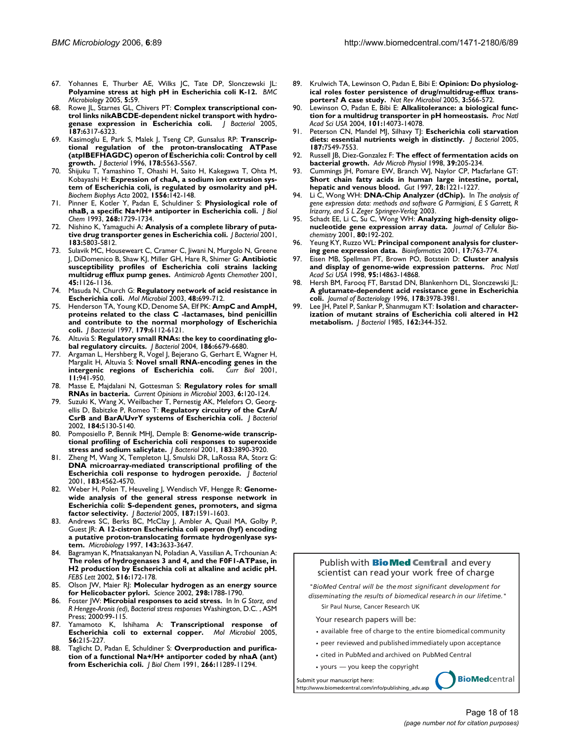67. Yohannes E, Thurber AE, Wilks JC, Tate DP, Slonczewski JL: **Polyamine stress at high pH in Escherichia coli K-12.** *BMC Microbiology* 2005, **5:**59.
68. Rowe JL, Starnes GL, Chivers PT: **Complex transcriptional control links nikABCDE-dependent nickel transport with hydrogenase expression in Escherichia coli.** *J Bacteriol* 2005, **187:**6317-6323.
69. Kasimoglu E, Park S, Malek J, Tseng CP, Gunsalus RP: **Transcriptional regulation of the proton-translocating ATPase (atpIBEFHAGDC) operon of Escherichia coli: Control by cell growth.** *J Bacteriol* 1996, **178:**5563-5567.
70. Shijuku T, Yamashino T, Ohashi H, Saito H, Kakegawa T, Ohta M, Kobayashi H: **Expression of chaA, a sodium ion extrusion system of Escherichia coli, is regulated by osmolarity and pH.** *Biochem Biophys Acta* 2002, **1556:**142-148.
71. Pinner E, Kotler Y, Padan E, Schuldiner S: **Physiological role of nhaB, a specific Na+/H+ antiporter in Escherichia coli.** *J Biol Chem* 1993, **268:**1729-1734.
72. Nishino K, Yamaguchi A: **Analysis of a complete library of putative drug transporter genes in Escherichia coli.** *J Bacteriol* 2001, **183:**5803-5812.
73. Sulavik MC, Houseweart C, Cramer C, Jiwani N, Murgolo N, Greene J, DiDomenico B, Shaw KJ, Miller GH, Hare R, Shimer G: **Antibiotic susceptibility profiles of Escherichia coli strains lacking multidrug efflux pump genes.** *Antimicrob Agents Chemother* 2001, **45:**1126-1136.
74. Masuda N, Church G: **Regulatory network of acid resistance in Escherichia coli.** *Mol Microbiol* 2003, **48:**699-712.
75. Henderson TA, Young KD, Denome SA, Elf PK: **AmpC and AmpH, proteins related to the class C -lactamases, bind penicillin and contribute to the normal morphology of Escherichia coli.** *J Bacteriol* 1997, **179:**6112-6121.
76. Altuvia S: **Regulatory small RNAs: the key to coordinating global regulatory circuits.** *J Bacteriol* 2004, **186:**6679-6680.
77. Argaman L, Hershberg R, Vogel J, Bejerano G, Gerhart E, Wagner H, Margalit H, Altuvia S: **Novel small RNA-encoding genes in the intergenic regions of Escherichia coli.** *Curr Biol* 2001, **11:**941-950.
78. Masse E, Majdalani N, Gottesman S: **Regulatory roles for small RNAs in bacteria.** *Current Opinions in Microbiol* 2003, **6:**120-124.
79. Suzuki K, Wang X, Weilbacher T, Pernestig AK, Melefors O, Georgellis D, Babitzke P, Romeo T: **Regulatory circuitry of the CsrA/CsrB and BarA/UvrY systems of Escherichia coli.** *J Bacteriol* 2002, **184:**5130-5140.
80. Pomposiello P, Bennik MHJ, Demple B: **Genome-wide transcriptional profiling of Escherichia coli responses to superoxide stress and sodium salicylate.** *J Bacteriol* 2001, **183:**3890-3920.
81. Zheng M, Wang X, Templeton LJ, Smulski DR, LaRossa RA, Storz G: **DNA microarray-mediated transcriptional profiling of the Escherichia coli response to hydrogen peroxide.** *J Bacteriol* 2001, **183:**4562-4570.
82. Weber H, Polen T, Heuveling J, Wendisch VF, Hengge R: **Genome-wide analysis of the general stress response network in Escherichia coli: S-dependent genes, promoters, and sigma factor selectivity.** *J Bacteriol* 2005, **187:**1591-1603.
83. Andrews SC, Berks BC, McClay J, Ambler A, Quail MA, Golby P, Guest JR: **A 12-cistron Escherichia coli operon (hyf) encoding a putative proton-translocating formate hydrogenlyase system.** *Microbiology* 1997, **143:**3633-3647.
84. Bagramyan K, Mnatsakanyan N, Poladian A, Vassilian A, Trchounian A: **The roles of hydrogenases 3 and 4, and the F0F1-ATPase, in H2 production by Escherichia coli at alkaline and acidic pH.** *FEBS Lett* 2002, **516:**172-178.
85. Olson JW, Maier RJ: **Molecular hydrogen as an energy source for Helicobacter pylori.** *Science* 2002, **298:**1788-1790.
86. Foster JW: **Microbial responses to acid stress.** In In *G Storz, and R Hengge-Aronis (ed), Bacterial stress responses* Washington, D.C. , ASM Press; 2000:99-115.
87. Yamamoto K, Ishihama A: **Transcriptional response of Escherichia coli to external copper.** *Mol Microbiol* 2005, **56:**215-227.
88. Taglicht D, Padan E, Schuldiner S: **Overproduction and purification of a functional Na+/H+ antiporter coded by nhaA (ant) from Escherichia coli.** *J Biol Chem* 1991, **266:**11289-11294.
89. Krulwich TA, Lewinson O, Padan E, Bibi E: **Opinion: Do physiological roles foster persistence of drug/multidrug-efflux transporters? A case study.** *Nat Rev Microbiol* 2005, **3:**566-572.
90. Lewinson O, Padan E, Bibi E: **Alkalitolerance: a biological function for a multidrug transporter in pH homeostasis.** *Proc Natl Acad Sci USA* 2004, **101:**14073-14078.
91. Peterson CN, Mandel MJ, Silhavy TJ: **Escherichia coli starvation diets: essential nutrients weigh in distinctly.** *J Bacteriol* 2005, **187:**7549-7553.
92. Russell JB, Diez-Gonzalez F: **The effect of fermentation acids on bacterial growth.** *Adv Microb Physiol* 1998, **39:**205-234.
93. Cummings JH, Pomare EW, Branch WJ, Naylor CP, Macfarlane GT: **Short chain fatty acids in human large intestine, portal, hepatic and venous blood.** *Gut* 1997, **28:**1221-1227.
94. Li C, Wong WH: **DNA-Chip Analyzer (dChip).** In *The analysis of gene expression data: methods and software G Parmigiani, E S Garrett, R Irizarry, and S L Zeger Springer-Verlag* 2003.
95. Schadt EE, Li C, Su C, Wong WH: **Analyzing high-density oligonucleotide gene expression array data.** *Journal of Cellular Biochemistry* 2001, **80:**192-202.
96. Yeung KY, Ruzzo WL: **Principal component analysis for clustering gene expression data.** *Bioinformatics* 2001, **17:**763-774.
97. Eisen MB, Spellman PT, Brown PO, Botstein D: **Cluster analysis and display of genome-wide expression patterns.** *Proc Natl Acad Sci USA* 1998, **95:**14863-14868.
98. Hersh BM, Farooq FT, Barstad DN, Blankenhorn DL, Slonczewski JL: **A glutamate-dependent acid resistance gene in Escherichia coli.** *Journal of Bacteriology* 1996, **178:**3978-3981.
99. Lee JH, Patel P, Sankar P, Shanmugam KT: **Isolation and characterization of mutant strains of Escherichia coli altered in H2 metabolism.** *J Bacteriol* 1985, **162:**344-352.

Publish with **BioMed Central** and every scientist can read your work free of charge

*"BioMed Central will be the most significant development for disseminating the results of biomedical research in our lifetime."*

Sir Paul Nurse, Cancer Research UK

Your research papers will be:

- available free of charge to the entire biomedical community
- peer reviewed and published immediately upon acceptance
- cited in PubMed and archived on PubMed Central
- yours — you keep the copyright

Submit your manuscript here:
http://www.biomedcentral.com/info/publishing_adv.asp

**BioMed**central